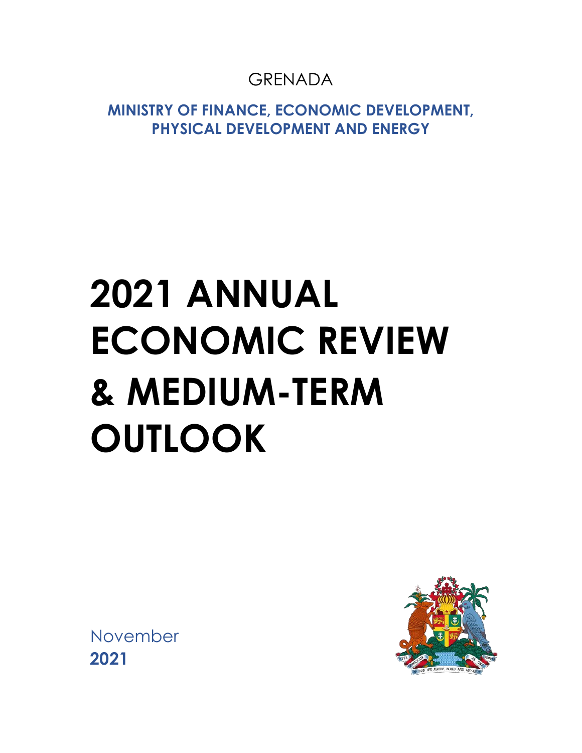GRENADA

**MINISTRY OF FINANCE, ECONOMIC DEVELOPMENT, PHYSICAL DEVELOPMENT AND ENERGY**

# 2021 ANNUAL ECONOMIC REVIEW & MEDIUM-TERM OUTLOOK

November
**2021**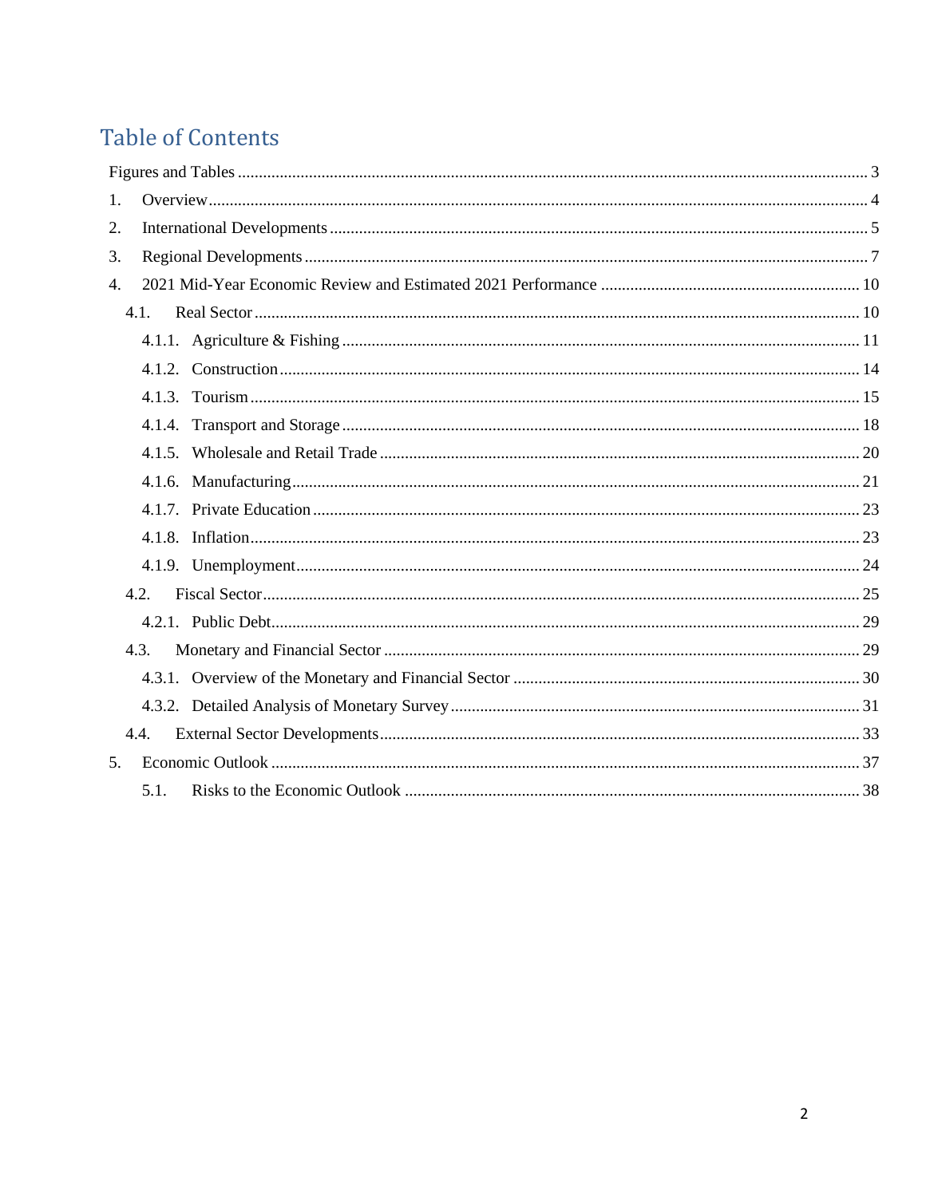# Table of Contents

Figures and Tables ..... 3

1. Overview ..... 4
2. International Developments ..... 5
3. Regional Developments ..... 7
4. 2021 Mid-Year Economic Review and Estimated 2021 Performance ..... 10
   - 4.1. Real Sector ..... 10
     - 4.1.1. Agriculture & Fishing ..... 11
     - 4.1.2. Construction ..... 14
     - 4.1.3. Tourism ..... 15
     - 4.1.4. Transport and Storage ..... 18
     - 4.1.5. Wholesale and Retail Trade ..... 20
     - 4.1.6. Manufacturing ..... 21
     - 4.1.7. Private Education ..... 23
     - 4.1.8. Inflation ..... 23
     - 4.1.9. Unemployment ..... 24
   - 4.2. Fiscal Sector ..... 25
     - 4.2.1. Public Debt ..... 29
   - 4.3. Monetary and Financial Sector ..... 29
     - 4.3.1. Overview of the Monetary and Financial Sector ..... 30
     - 4.3.2. Detailed Analysis of Monetary Survey ..... 31
   - 4.4. External Sector Developments ..... 33
5. Economic Outlook ..... 37
   - 5.1. Risks to the Economic Outlook ..... 38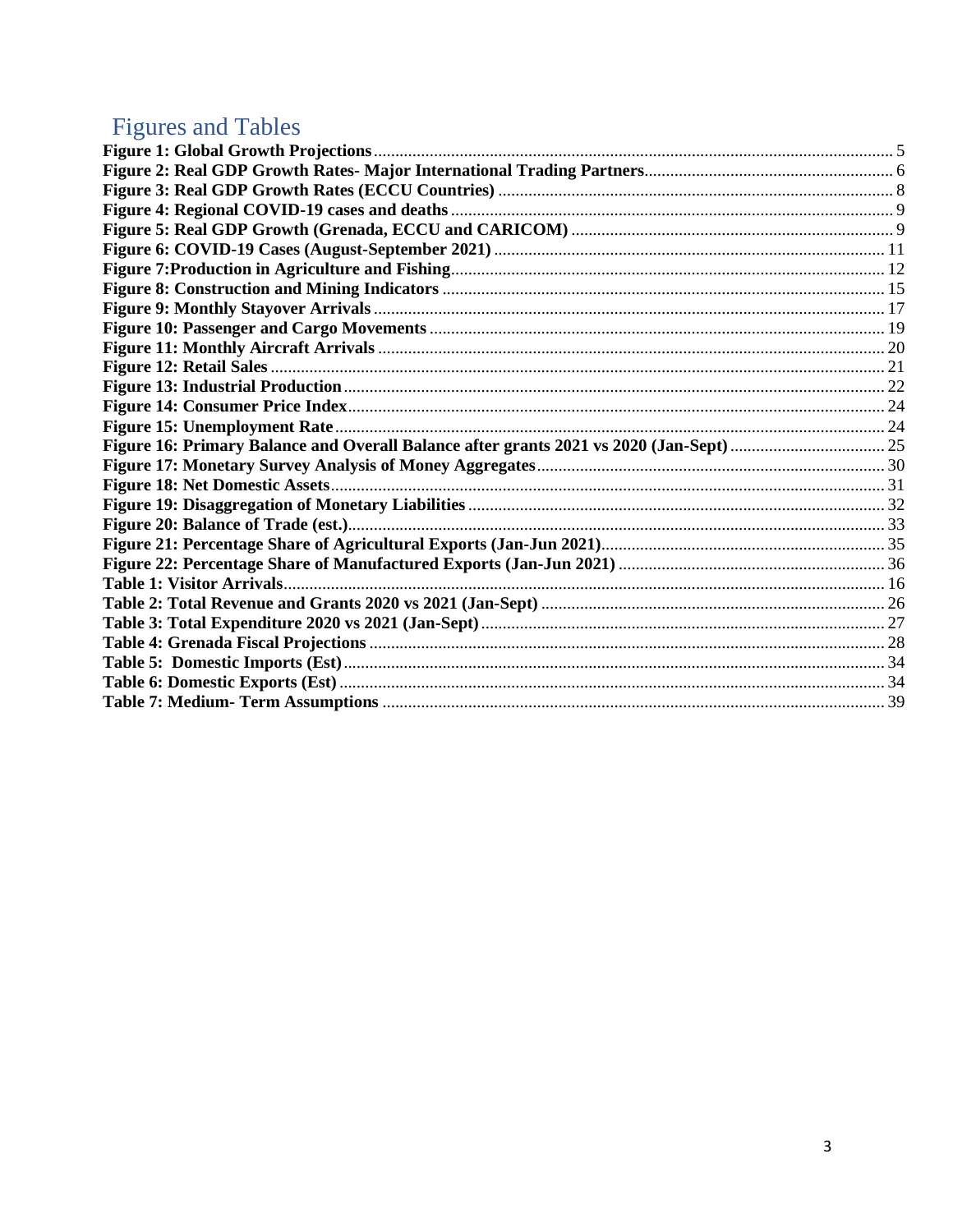# Figures and Tables

**Figure 1: Global Growth Projections** ........ 5
**Figure 2: Real GDP Growth Rates- Major International Trading Partners** ........ 6
**Figure 3: Real GDP Growth Rates (ECCU Countries)** ........ 8
**Figure 4: Regional COVID-19 cases and deaths** ........ 9
**Figure 5: Real GDP Growth (Grenada, ECCU and CARICOM)** ........ 9
**Figure 6: COVID-19 Cases (August-September 2021)** ........ 11
**Figure 7:Production in Agriculture and Fishing** ........ 12
**Figure 8: Construction and Mining Indicators** ........ 15
**Figure 9: Monthly Stayover Arrivals** ........ 17
**Figure 10: Passenger and Cargo Movements** ........ 19
**Figure 11: Monthly Aircraft Arrivals** ........ 20
**Figure 12: Retail Sales** ........ 21
**Figure 13: Industrial Production** ........ 22
**Figure 14: Consumer Price Index** ........ 24
**Figure 15: Unemployment Rate** ........ 24
**Figure 16: Primary Balance and Overall Balance after grants 2021 vs 2020 (Jan-Sept)** ........ 25
**Figure 17: Monetary Survey Analysis of Money Aggregates** ........ 30
**Figure 18: Net Domestic Assets** ........ 31
**Figure 19: Disaggregation of Monetary Liabilities** ........ 32
**Figure 20: Balance of Trade (est.)** ........ 33
**Figure 21: Percentage Share of Agricultural Exports (Jan-Jun 2021)** ........ 35
**Figure 22: Percentage Share of Manufactured Exports (Jan-Jun 2021)** ........ 36
**Table 1: Visitor Arrivals** ........ 16
**Table 2: Total Revenue and Grants 2020 vs 2021 (Jan-Sept)** ........ 26
**Table 3: Total Expenditure 2020 vs 2021 (Jan-Sept)** ........ 27
**Table 4: Grenada Fiscal Projections** ........ 28
**Table 5: Domestic Imports (Est)** ........ 34
**Table 6: Domestic Exports (Est)** ........ 34
**Table 7: Medium- Term Assumptions** ........ 39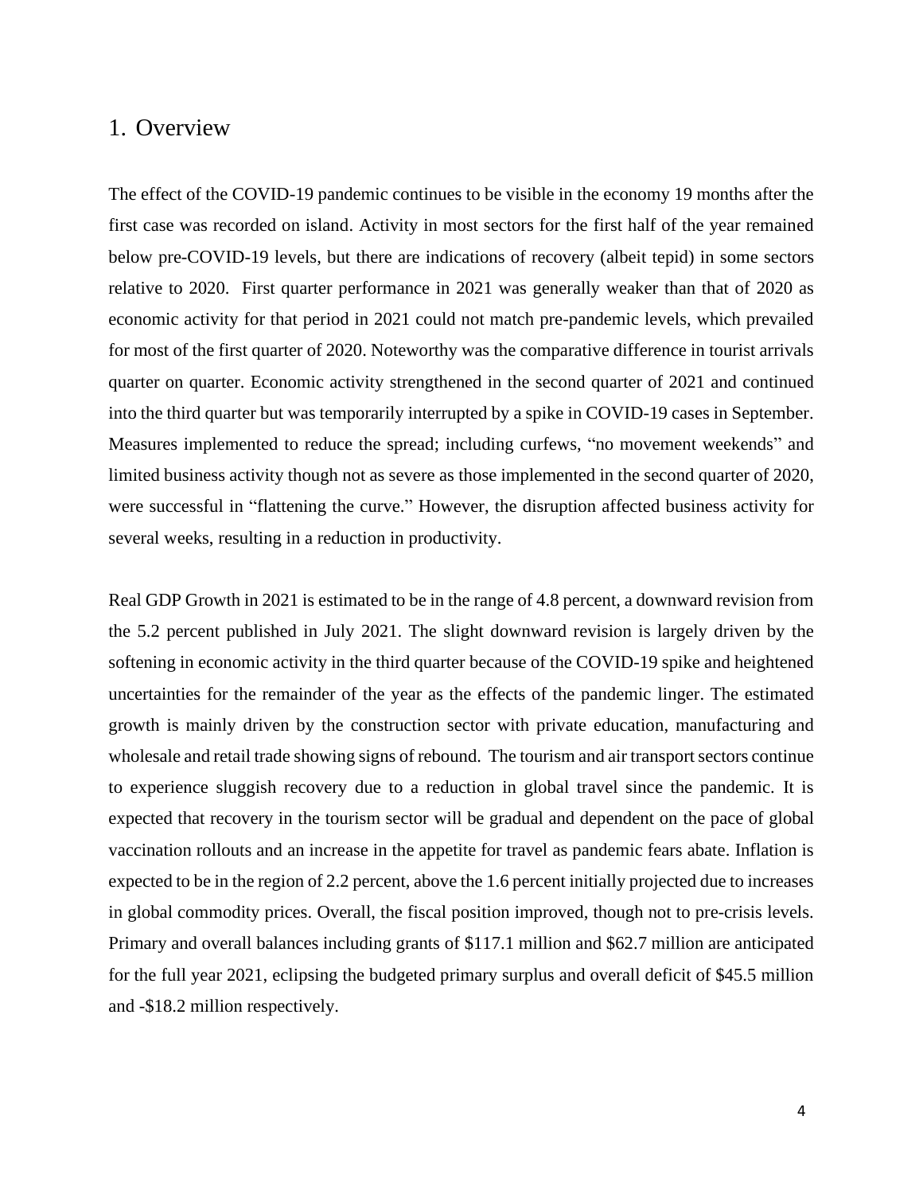# 1. Overview

The effect of the COVID-19 pandemic continues to be visible in the economy 19 months after the first case was recorded on island. Activity in most sectors for the first half of the year remained below pre-COVID-19 levels, but there are indications of recovery (albeit tepid) in some sectors relative to 2020. First quarter performance in 2021 was generally weaker than that of 2020 as economic activity for that period in 2021 could not match pre-pandemic levels, which prevailed for most of the first quarter of 2020. Noteworthy was the comparative difference in tourist arrivals quarter on quarter. Economic activity strengthened in the second quarter of 2021 and continued into the third quarter but was temporarily interrupted by a spike in COVID-19 cases in September. Measures implemented to reduce the spread; including curfews, "no movement weekends" and limited business activity though not as severe as those implemented in the second quarter of 2020, were successful in "flattening the curve." However, the disruption affected business activity for several weeks, resulting in a reduction in productivity.

Real GDP Growth in 2021 is estimated to be in the range of 4.8 percent, a downward revision from the 5.2 percent published in July 2021. The slight downward revision is largely driven by the softening in economic activity in the third quarter because of the COVID-19 spike and heightened uncertainties for the remainder of the year as the effects of the pandemic linger. The estimated growth is mainly driven by the construction sector with private education, manufacturing and wholesale and retail trade showing signs of rebound. The tourism and air transport sectors continue to experience sluggish recovery due to a reduction in global travel since the pandemic. It is expected that recovery in the tourism sector will be gradual and dependent on the pace of global vaccination rollouts and an increase in the appetite for travel as pandemic fears abate. Inflation is expected to be in the region of 2.2 percent, above the 1.6 percent initially projected due to increases in global commodity prices. Overall, the fiscal position improved, though not to pre-crisis levels. Primary and overall balances including grants of $117.1 million and $62.7 million are anticipated for the full year 2021, eclipsing the budgeted primary surplus and overall deficit of $45.5 million and -$18.2 million respectively.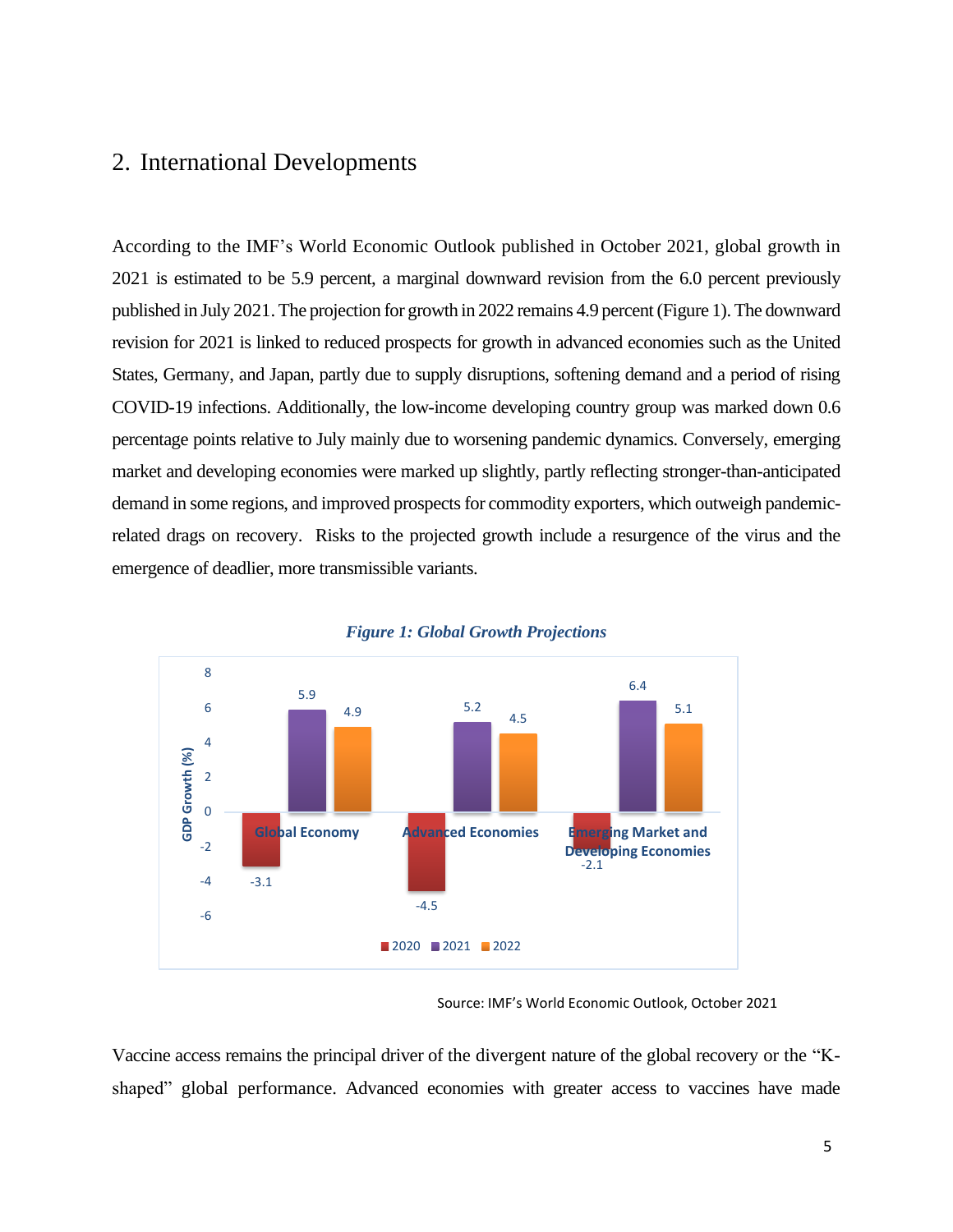## 2. International Developments

According to the IMF's World Economic Outlook published in October 2021, global growth in 2021 is estimated to be 5.9 percent, a marginal downward revision from the 6.0 percent previously published in July 2021. The projection for growth in 2022 remains 4.9 percent (Figure 1). The downward revision for 2021 is linked to reduced prospects for growth in advanced economies such as the United States, Germany, and Japan, partly due to supply disruptions, softening demand and a period of rising COVID-19 infections. Additionally, the low-income developing country group was marked down 0.6 percentage points relative to July mainly due to worsening pandemic dynamics. Conversely, emerging market and developing economies were marked up slightly, partly reflecting stronger-than-anticipated demand in some regions, and improved prospects for commodity exporters, which outweigh pandemic-related drags on recovery. Risks to the projected growth include a resurgence of the virus and the emergence of deadlier, more transmissible variants.

***Figure 1: Global Growth Projections***

| GDP Growth (%) | 2020 | 2021 | 2022 |
|---|---|---|---|
| Global Economy | -3.1 | 5.9 | 4.9 |
| Advanced Economies | -4.5 | 5.2 | 4.5 |
| Emerging Market and Developing Economies | -2.1 | 6.4 | 5.1 |

Source: IMF's World Economic Outlook, October 2021

Vaccine access remains the principal driver of the divergent nature of the global recovery or the "K-shaped" global performance. Advanced economies with greater access to vaccines have made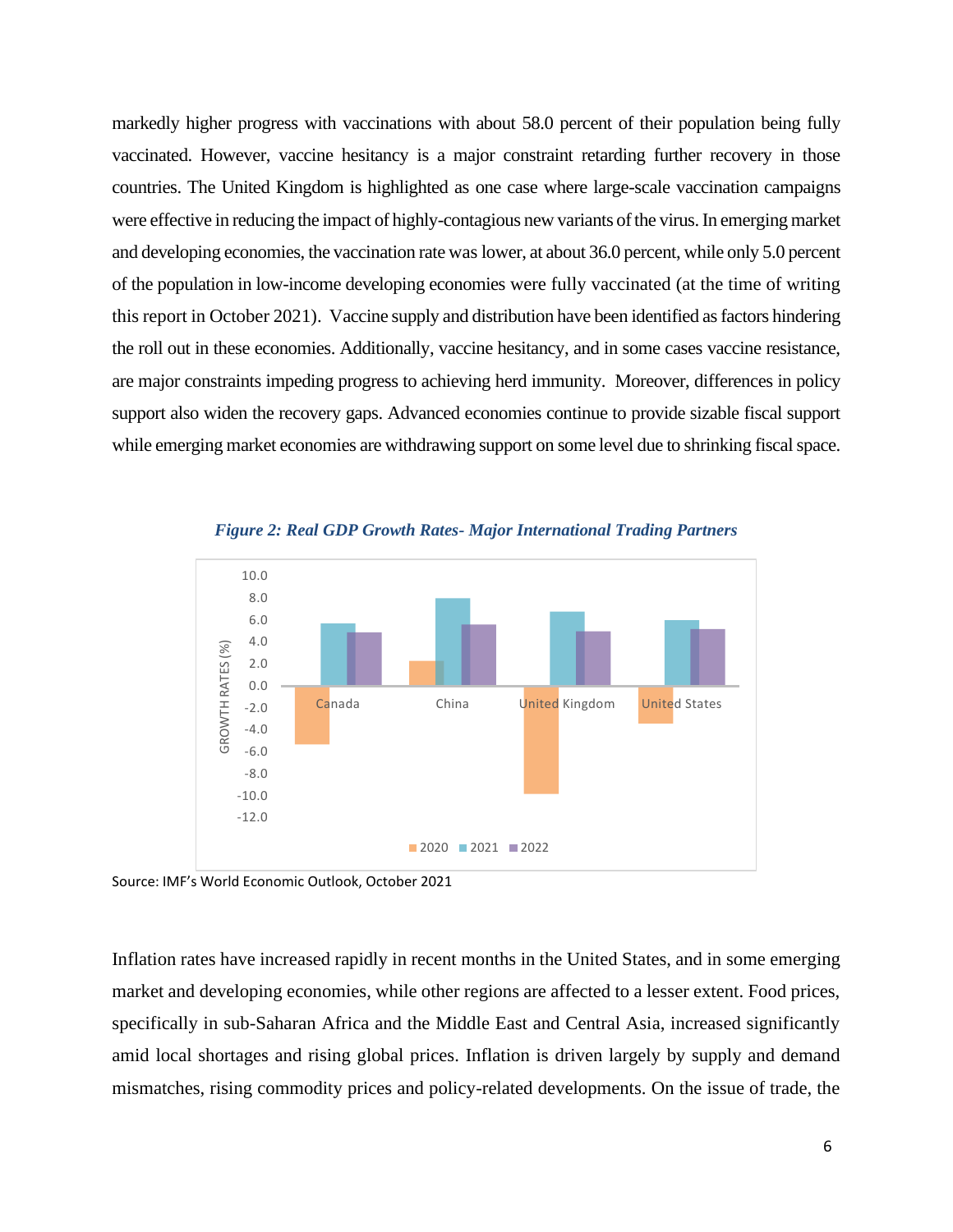markedly higher progress with vaccinations with about 58.0 percent of their population being fully vaccinated. However, vaccine hesitancy is a major constraint retarding further recovery in those countries. The United Kingdom is highlighted as one case where large-scale vaccination campaigns were effective in reducing the impact of highly-contagious new variants of the virus. In emerging market and developing economies, the vaccination rate was lower, at about 36.0 percent, while only 5.0 percent of the population in low-income developing economies were fully vaccinated (at the time of writing this report in October 2021). Vaccine supply and distribution have been identified as factors hindering the roll out in these economies. Additionally, vaccine hesitancy, and in some cases vaccine resistance, are major constraints impeding progress to achieving herd immunity. Moreover, differences in policy support also widen the recovery gaps. Advanced economies continue to provide sizable fiscal support while emerging market economies are withdrawing support on some level due to shrinking fiscal space.

***Figure 2: Real GDP Growth Rates- Major International Trading Partners***

Source: IMF's World Economic Outlook, October 2021

Inflation rates have increased rapidly in recent months in the United States, and in some emerging market and developing economies, while other regions are affected to a lesser extent. Food prices, specifically in sub-Saharan Africa and the Middle East and Central Asia, increased significantly amid local shortages and rising global prices. Inflation is driven largely by supply and demand mismatches, rising commodity prices and policy-related developments. On the issue of trade, the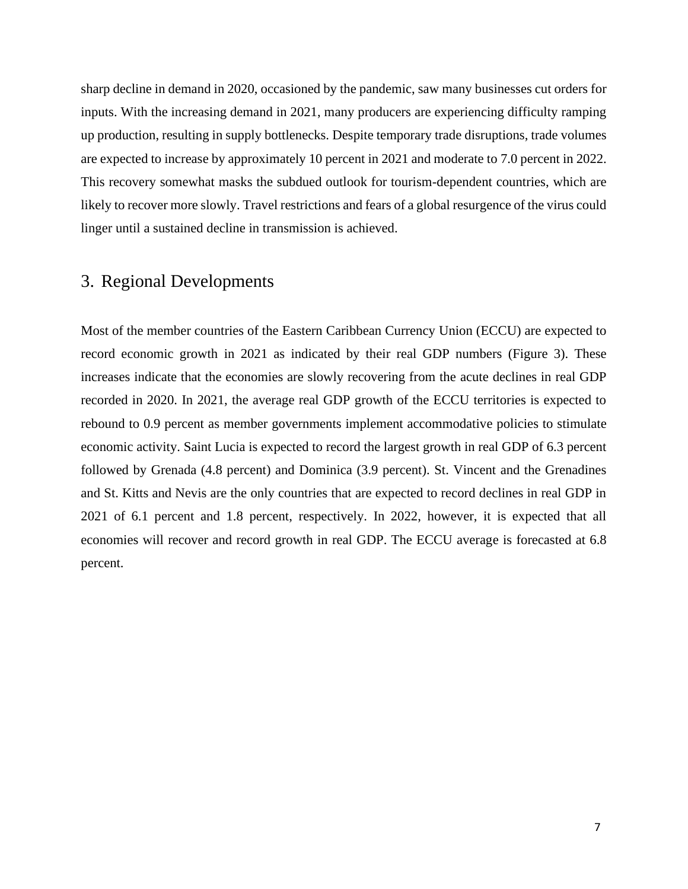sharp decline in demand in 2020, occasioned by the pandemic, saw many businesses cut orders for inputs. With the increasing demand in 2021, many producers are experiencing difficulty ramping up production, resulting in supply bottlenecks. Despite temporary trade disruptions, trade volumes are expected to increase by approximately 10 percent in 2021 and moderate to 7.0 percent in 2022. This recovery somewhat masks the subdued outlook for tourism-dependent countries, which are likely to recover more slowly. Travel restrictions and fears of a global resurgence of the virus could linger until a sustained decline in transmission is achieved.

## 3. Regional Developments

Most of the member countries of the Eastern Caribbean Currency Union (ECCU) are expected to record economic growth in 2021 as indicated by their real GDP numbers (Figure 3). These increases indicate that the economies are slowly recovering from the acute declines in real GDP recorded in 2020. In 2021, the average real GDP growth of the ECCU territories is expected to rebound to 0.9 percent as member governments implement accommodative policies to stimulate economic activity. Saint Lucia is expected to record the largest growth in real GDP of 6.3 percent followed by Grenada (4.8 percent) and Dominica (3.9 percent). St. Vincent and the Grenadines and St. Kitts and Nevis are the only countries that are expected to record declines in real GDP in 2021 of 6.1 percent and 1.8 percent, respectively. In 2022, however, it is expected that all economies will recover and record growth in real GDP. The ECCU average is forecasted at 6.8 percent.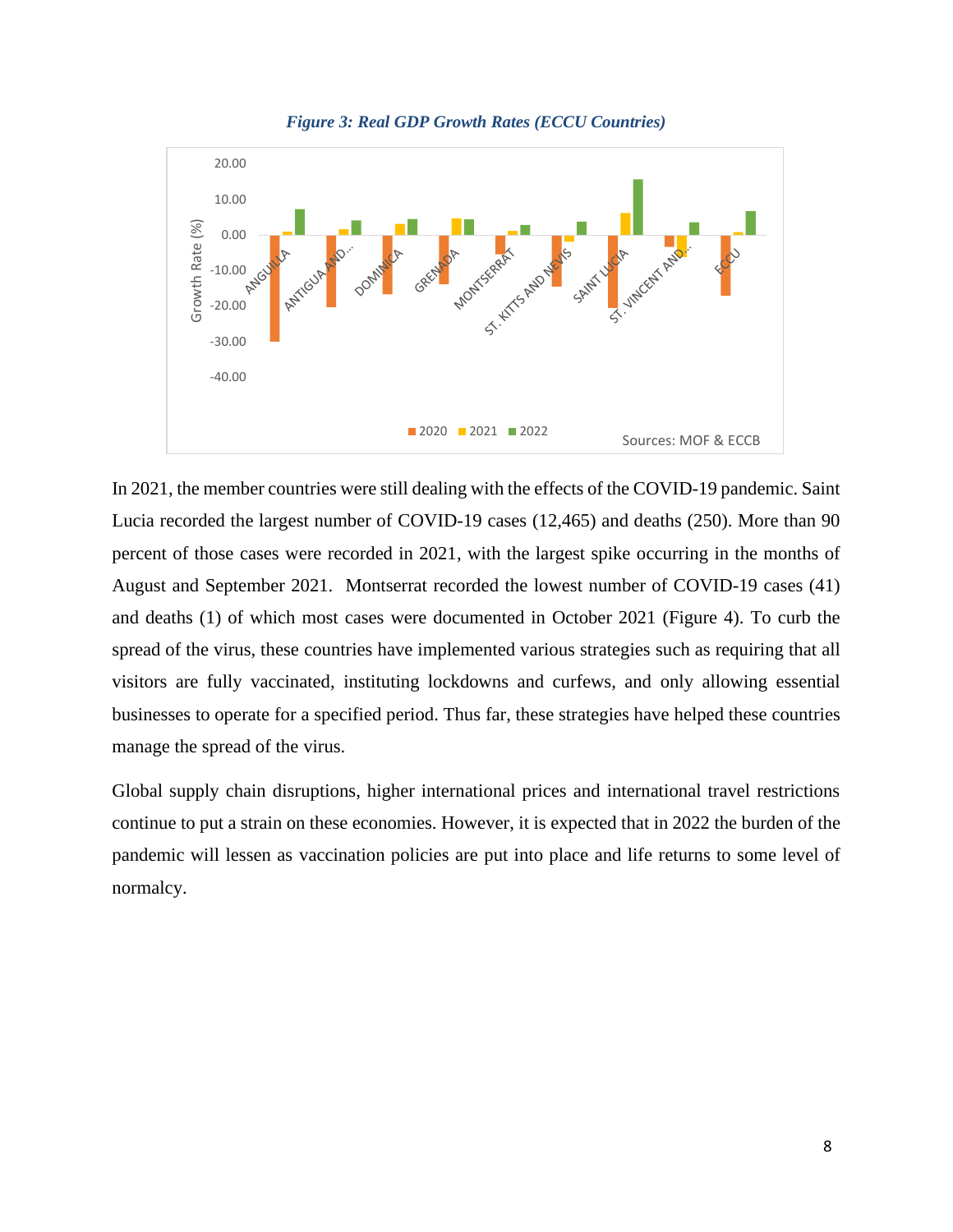*Figure 3: Real GDP Growth Rates (ECCU Countries)*

In 2021, the member countries were still dealing with the effects of the COVID-19 pandemic. Saint Lucia recorded the largest number of COVID-19 cases (12,465) and deaths (250). More than 90 percent of those cases were recorded in 2021, with the largest spike occurring in the months of August and September 2021. Montserrat recorded the lowest number of COVID-19 cases (41) and deaths (1) of which most cases were documented in October 2021 (Figure 4). To curb the spread of the virus, these countries have implemented various strategies such as requiring that all visitors are fully vaccinated, instituting lockdowns and curfews, and only allowing essential businesses to operate for a specified period. Thus far, these strategies have helped these countries manage the spread of the virus.

Global supply chain disruptions, higher international prices and international travel restrictions continue to put a strain on these economies. However, it is expected that in 2022 the burden of the pandemic will lessen as vaccination policies are put into place and life returns to some level of normalcy.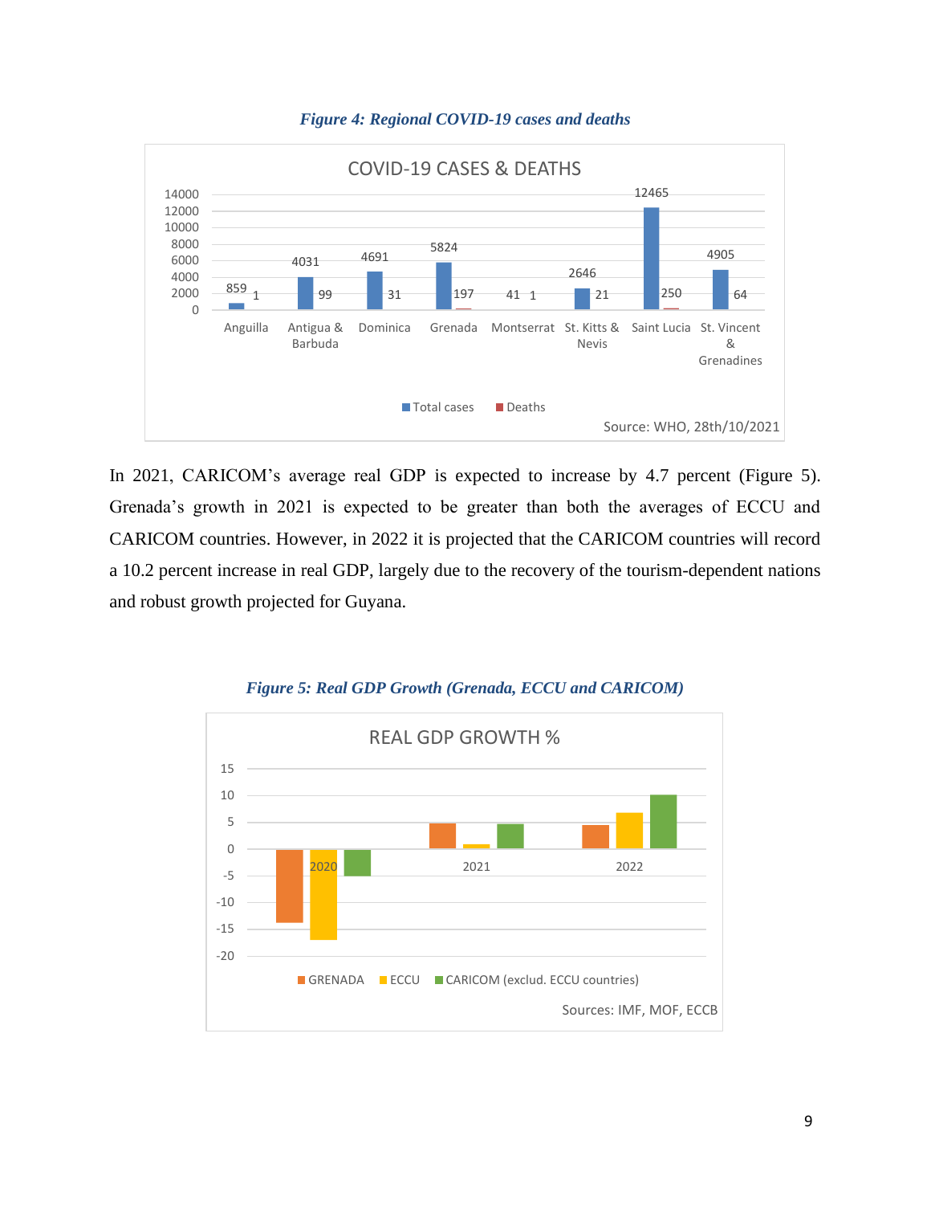*Figure 4: Regional COVID-19 cases and deaths*

COVID-19 CASES & DEATHS

| Country | Total cases | Deaths |
|---|---|---|
| Anguilla | 859 | 1 |
| Antigua & Barbuda | 4031 | 99 |
| Dominica | 4691 | 31 |
| Grenada | 5824 | 197 |
| Montserrat | 41 | 1 |
| St. Kitts & Nevis | 2646 | 21 |
| Saint Lucia | 12465 | 250 |
| St. Vincent & Grenadines | 4905 | 64 |

Source: WHO, 28th/10/2021

In 2021, CARICOM's average real GDP is expected to increase by 4.7 percent (Figure 5). Grenada's growth in 2021 is expected to be greater than both the averages of ECCU and CARICOM countries. However, in 2022 it is projected that the CARICOM countries will record a 10.2 percent increase in real GDP, largely due to the recovery of the tourism-dependent nations and robust growth projected for Guyana.

*Figure 5: Real GDP Growth (Grenada, ECCU and CARICOM)*

REAL GDP GROWTH %

Legend: GRENADA, ECCU, CARICOM (exclud. ECCU countries)

Sources: IMF, MOF, ECCB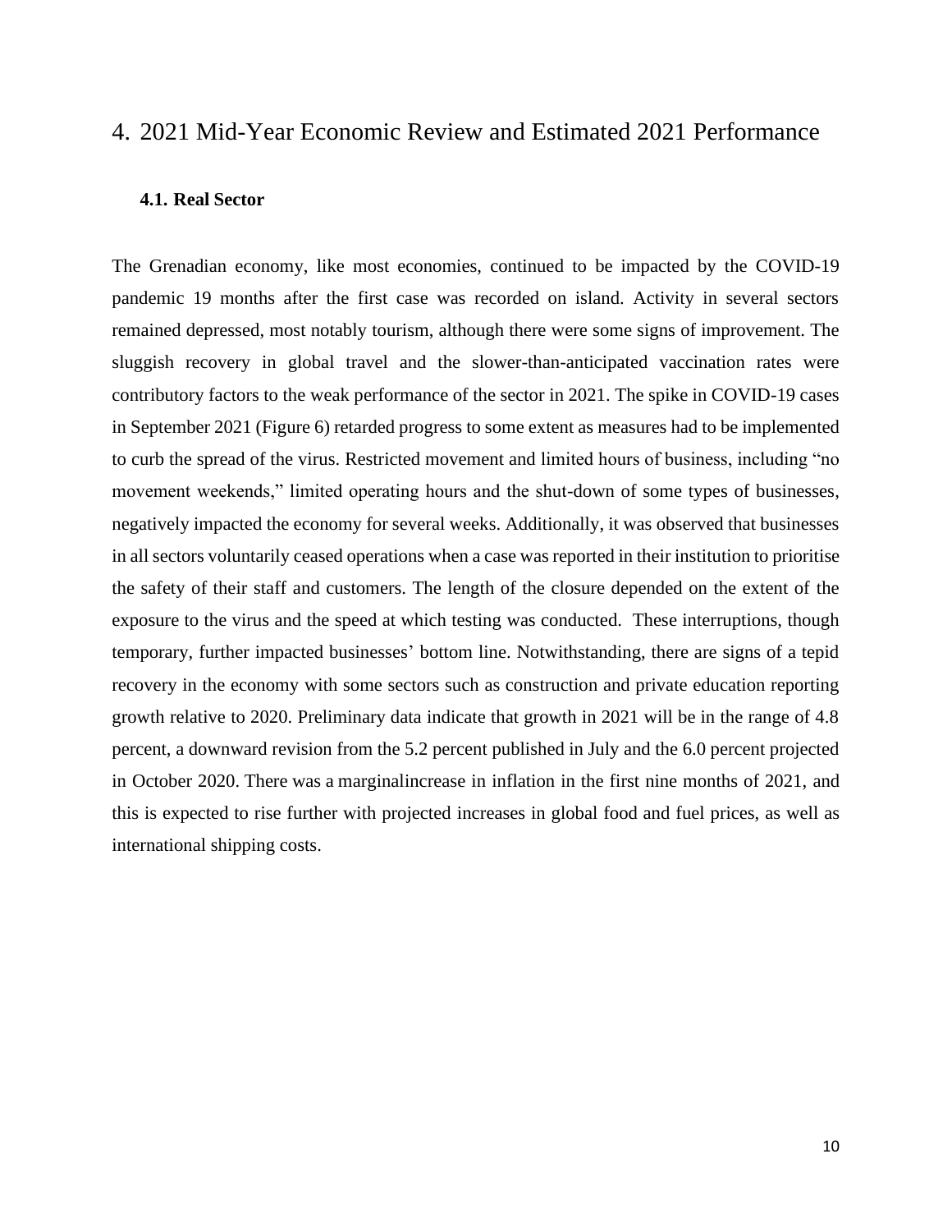# 4. 2021 Mid-Year Economic Review and Estimated 2021 Performance

## 4.1. Real Sector

The Grenadian economy, like most economies, continued to be impacted by the COVID-19 pandemic 19 months after the first case was recorded on island. Activity in several sectors remained depressed, most notably tourism, although there were some signs of improvement. The sluggish recovery in global travel and the slower-than-anticipated vaccination rates were contributory factors to the weak performance of the sector in 2021. The spike in COVID-19 cases in September 2021 (Figure 6) retarded progress to some extent as measures had to be implemented to curb the spread of the virus. Restricted movement and limited hours of business, including "no movement weekends," limited operating hours and the shut-down of some types of businesses, negatively impacted the economy for several weeks. Additionally, it was observed that businesses in all sectors voluntarily ceased operations when a case was reported in their institution to prioritise the safety of their staff and customers. The length of the closure depended on the extent of the exposure to the virus and the speed at which testing was conducted. These interruptions, though temporary, further impacted businesses' bottom line. Notwithstanding, there are signs of a tepid recovery in the economy with some sectors such as construction and private education reporting growth relative to 2020. Preliminary data indicate that growth in 2021 will be in the range of 4.8 percent, a downward revision from the 5.2 percent published in July and the 6.0 percent projected in October 2020. There was a marginalincrease in inflation in the first nine months of 2021, and this is expected to rise further with projected increases in global food and fuel prices, as well as international shipping costs.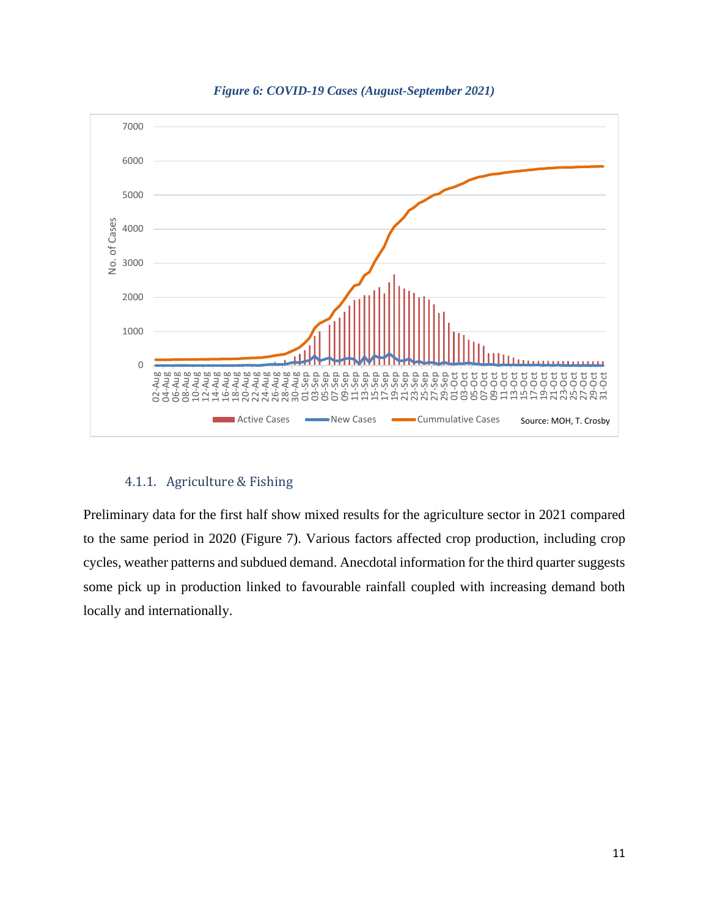*Figure 6: COVID-19 Cases (August-September 2021)*

#### 4.1.1. Agriculture & Fishing

Preliminary data for the first half show mixed results for the agriculture sector in 2021 compared to the same period in 2020 (Figure 7). Various factors affected crop production, including crop cycles, weather patterns and subdued demand. Anecdotal information for the third quarter suggests some pick up in production linked to favourable rainfall coupled with increasing demand both locally and internationally.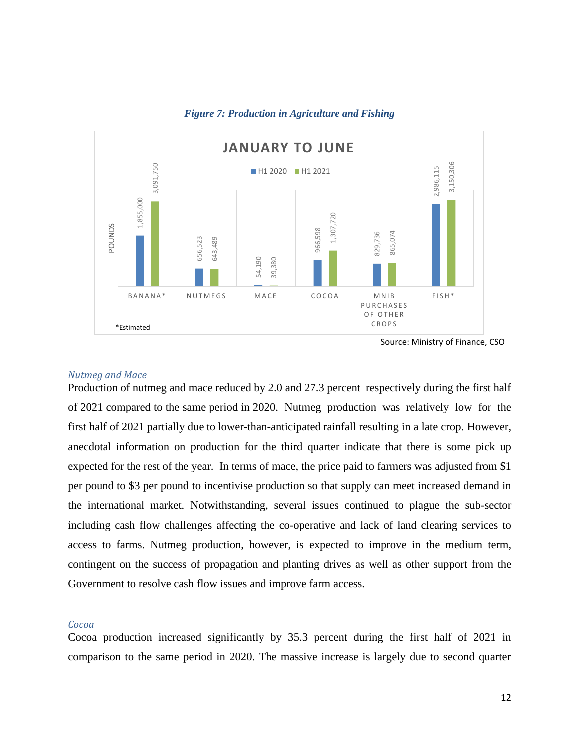*Figure 7: Production in Agriculture and Fishing*

**JANUARY TO JUNE** (POUNDS)

| | H1 2020 | H1 2021 |
|---|---|---|
| BANANA* | 1,855,000 | 3,091,750 |
| NUTMEGS | 656,523 | 643,489 |
| MACE | 54,190 | 39,380 |
| COCOA | 966,598 | 1,307,720 |
| MNIB PURCHASES OF OTHER CROPS | 829,736 | 865,074 |
| FISH* | 2,986,115 | 3,150,306 |

*Estimated

Source: Ministry of Finance, CSO

### *Nutmeg and Mace*

Production of nutmeg and mace reduced by 2.0 and 27.3 percent respectively during the first half of 2021 compared to the same period in 2020. Nutmeg production was relatively low for the first half of 2021 partially due to lower-than-anticipated rainfall resulting in a late crop. However, anecdotal information on production for the third quarter indicate that there is some pick up expected for the rest of the year. In terms of mace, the price paid to farmers was adjusted from $1 per pound to $3 per pound to incentivise production so that supply can meet increased demand in the international market. Notwithstanding, several issues continued to plague the sub-sector including cash flow challenges affecting the co-operative and lack of land clearing services to access to farms. Nutmeg production, however, is expected to improve in the medium term, contingent on the success of propagation and planting drives as well as other support from the Government to resolve cash flow issues and improve farm access.

### *Cocoa*

Cocoa production increased significantly by 35.3 percent during the first half of 2021 in comparison to the same period in 2020. The massive increase is largely due to second quarter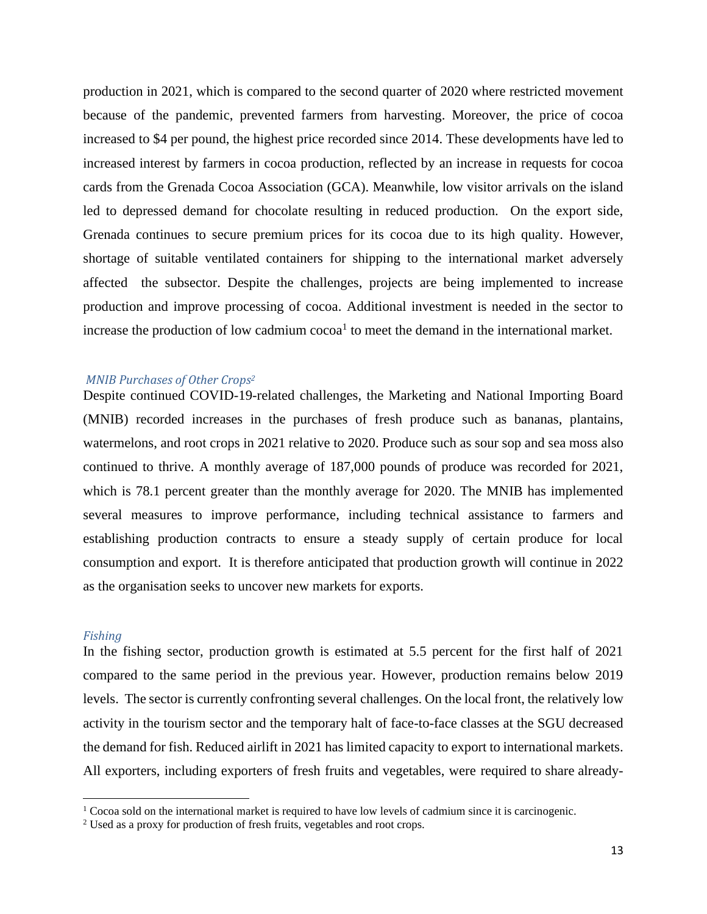production in 2021, which is compared to the second quarter of 2020 where restricted movement because of the pandemic, prevented farmers from harvesting. Moreover, the price of cocoa increased to $4 per pound, the highest price recorded since 2014. These developments have led to increased interest by farmers in cocoa production, reflected by an increase in requests for cocoa cards from the Grenada Cocoa Association (GCA). Meanwhile, low visitor arrivals on the island led to depressed demand for chocolate resulting in reduced production. On the export side, Grenada continues to secure premium prices for its cocoa due to its high quality. However, shortage of suitable ventilated containers for shipping to the international market adversely affected the subsector. Despite the challenges, projects are being implemented to increase production and improve processing of cocoa. Additional investment is needed in the sector to increase the production of low cadmium cocoa[1] to meet the demand in the international market.

*MNIB Purchases of Other Crops*[2]

Despite continued COVID-19-related challenges, the Marketing and National Importing Board (MNIB) recorded increases in the purchases of fresh produce such as bananas, plantains, watermelons, and root crops in 2021 relative to 2020. Produce such as sour sop and sea moss also continued to thrive. A monthly average of 187,000 pounds of produce was recorded for 2021, which is 78.1 percent greater than the monthly average for 2020. The MNIB has implemented several measures to improve performance, including technical assistance to farmers and establishing production contracts to ensure a steady supply of certain produce for local consumption and export. It is therefore anticipated that production growth will continue in 2022 as the organisation seeks to uncover new markets for exports.

*Fishing*

In the fishing sector, production growth is estimated at 5.5 percent for the first half of 2021 compared to the same period in the previous year. However, production remains below 2019 levels. The sector is currently confronting several challenges. On the local front, the relatively low activity in the tourism sector and the temporary halt of face-to-face classes at the SGU decreased the demand for fish. Reduced airlift in 2021 has limited capacity to export to international markets. All exporters, including exporters of fresh fruits and vegetables, were required to share already-

[1] Cocoa sold on the international market is required to have low levels of cadmium since it is carcinogenic.

[2] Used as a proxy for production of fresh fruits, vegetables and root crops.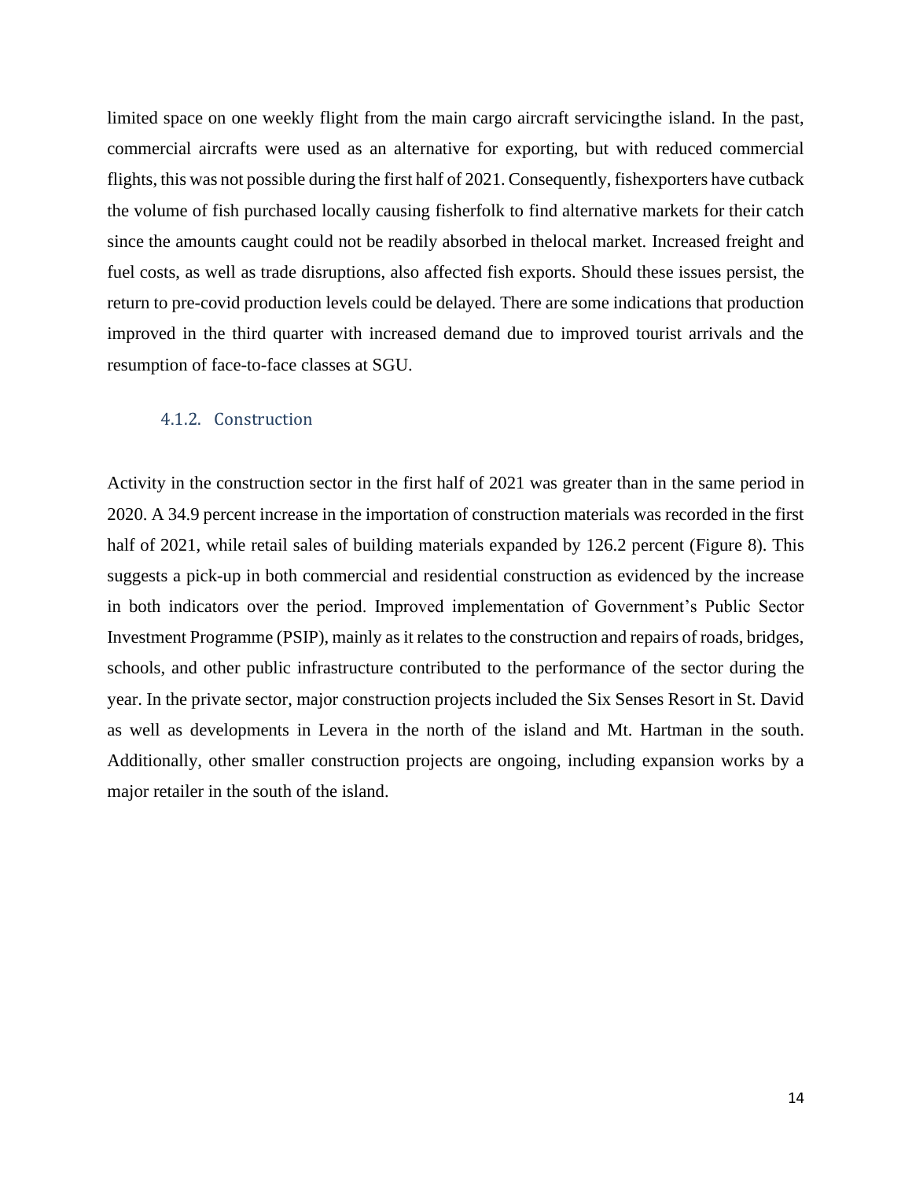limited space on one weekly flight from the main cargo aircraft servicingthe island. In the past, commercial aircrafts were used as an alternative for exporting, but with reduced commercial flights, this was not possible during the first half of 2021. Consequently, fishexporters have cutback the volume of fish purchased locally causing fisherfolk to find alternative markets for their catch since the amounts caught could not be readily absorbed in thelocal market. Increased freight and fuel costs, as well as trade disruptions, also affected fish exports. Should these issues persist, the return to pre-covid production levels could be delayed. There are some indications that production improved in the third quarter with increased demand due to improved tourist arrivals and the resumption of face-to-face classes at SGU.

### 4.1.2. Construction

Activity in the construction sector in the first half of 2021 was greater than in the same period in 2020. A 34.9 percent increase in the importation of construction materials was recorded in the first half of 2021, while retail sales of building materials expanded by 126.2 percent (Figure 8). This suggests a pick-up in both commercial and residential construction as evidenced by the increase in both indicators over the period. Improved implementation of Government's Public Sector Investment Programme (PSIP), mainly as it relates to the construction and repairs of roads, bridges, schools, and other public infrastructure contributed to the performance of the sector during the year. In the private sector, major construction projects included the Six Senses Resort in St. David as well as developments in Levera in the north of the island and Mt. Hartman in the south. Additionally, other smaller construction projects are ongoing, including expansion works by a major retailer in the south of the island.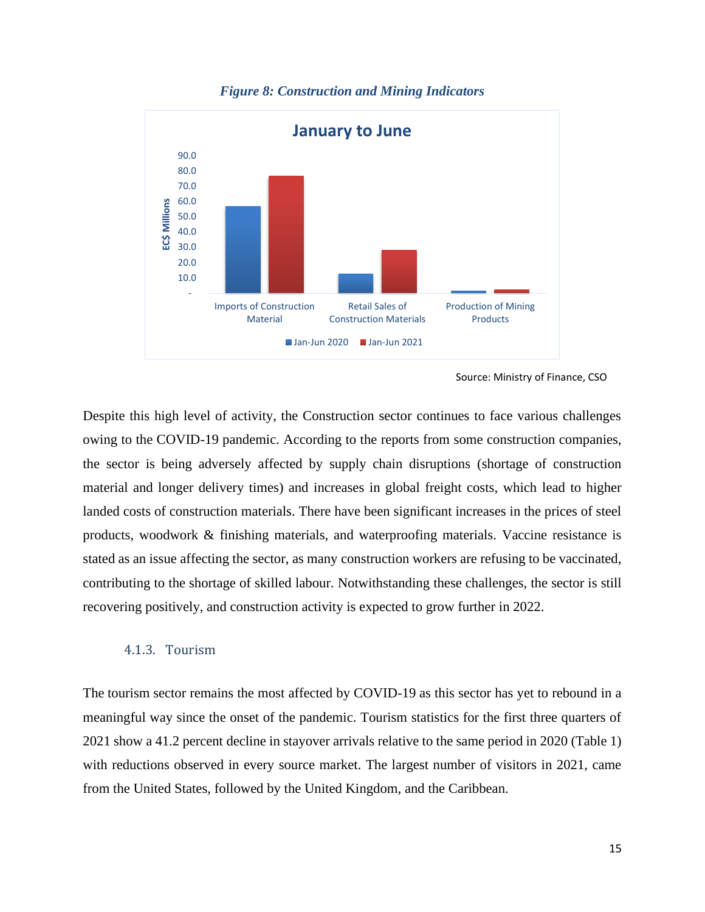*Figure 8: Construction and Mining Indicators*

Source: Ministry of Finance, CSO

Despite this high level of activity, the Construction sector continues to face various challenges owing to the COVID-19 pandemic. According to the reports from some construction companies, the sector is being adversely affected by supply chain disruptions (shortage of construction material and longer delivery times) and increases in global freight costs, which lead to higher landed costs of construction materials. There have been significant increases in the prices of steel products, woodwork & finishing materials, and waterproofing materials. Vaccine resistance is stated as an issue affecting the sector, as many construction workers are refusing to be vaccinated, contributing to the shortage of skilled labour. Notwithstanding these challenges, the sector is still recovering positively, and construction activity is expected to grow further in 2022.

### 4.1.3. Tourism

The tourism sector remains the most affected by COVID-19 as this sector has yet to rebound in a meaningful way since the onset of the pandemic. Tourism statistics for the first three quarters of 2021 show a 41.2 percent decline in stayover arrivals relative to the same period in 2020 (Table 1) with reductions observed in every source market. The largest number of visitors in 2021, came from the United States, followed by the United Kingdom, and the Caribbean.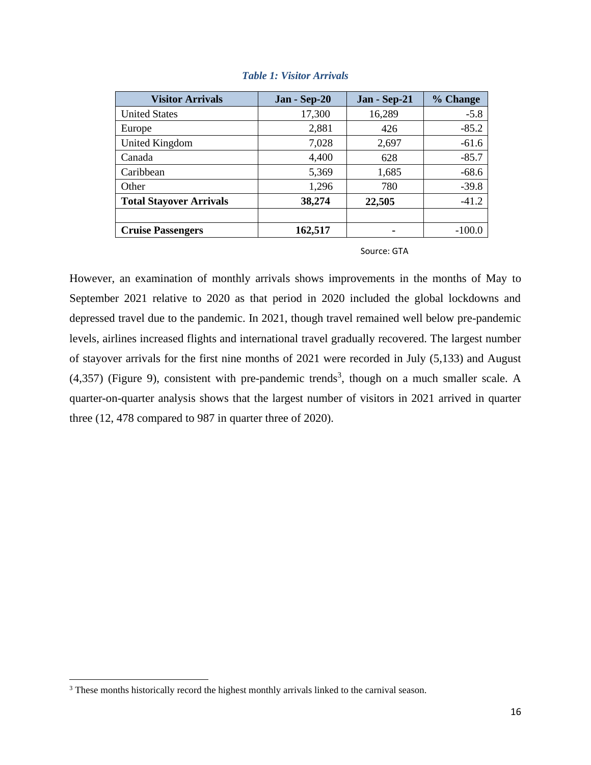*Table 1: Visitor Arrivals*

| Visitor Arrivals | Jan - Sep-20 | Jan - Sep-21 | % Change |
|---|---|---|---|
| United States | 17,300 | 16,289 | -5.8 |
| Europe | 2,881 | 426 | -85.2 |
| United Kingdom | 7,028 | 2,697 | -61.6 |
| Canada | 4,400 | 628 | -85.7 |
| Caribbean | 5,369 | 1,685 | -68.6 |
| Other | 1,296 | 780 | -39.8 |
| **Total Stayover Arrivals** | **38,274** | **22,505** | -41.2 |
| | | | |
| **Cruise Passengers** | **162,517** | - | -100.0 |

Source: GTA

However, an examination of monthly arrivals shows improvements in the months of May to September 2021 relative to 2020 as that period in 2020 included the global lockdowns and depressed travel due to the pandemic. In 2021, though travel remained well below pre-pandemic levels, airlines increased flights and international travel gradually recovered. The largest number of stayover arrivals for the first nine months of 2021 were recorded in July (5,133) and August (4,357) (Figure 9), consistent with pre-pandemic trends[3], though on a much smaller scale. A quarter-on-quarter analysis shows that the largest number of visitors in 2021 arrived in quarter three (12, 478 compared to 987 in quarter three of 2020).

---

[3] These months historically record the highest monthly arrivals linked to the carnival season.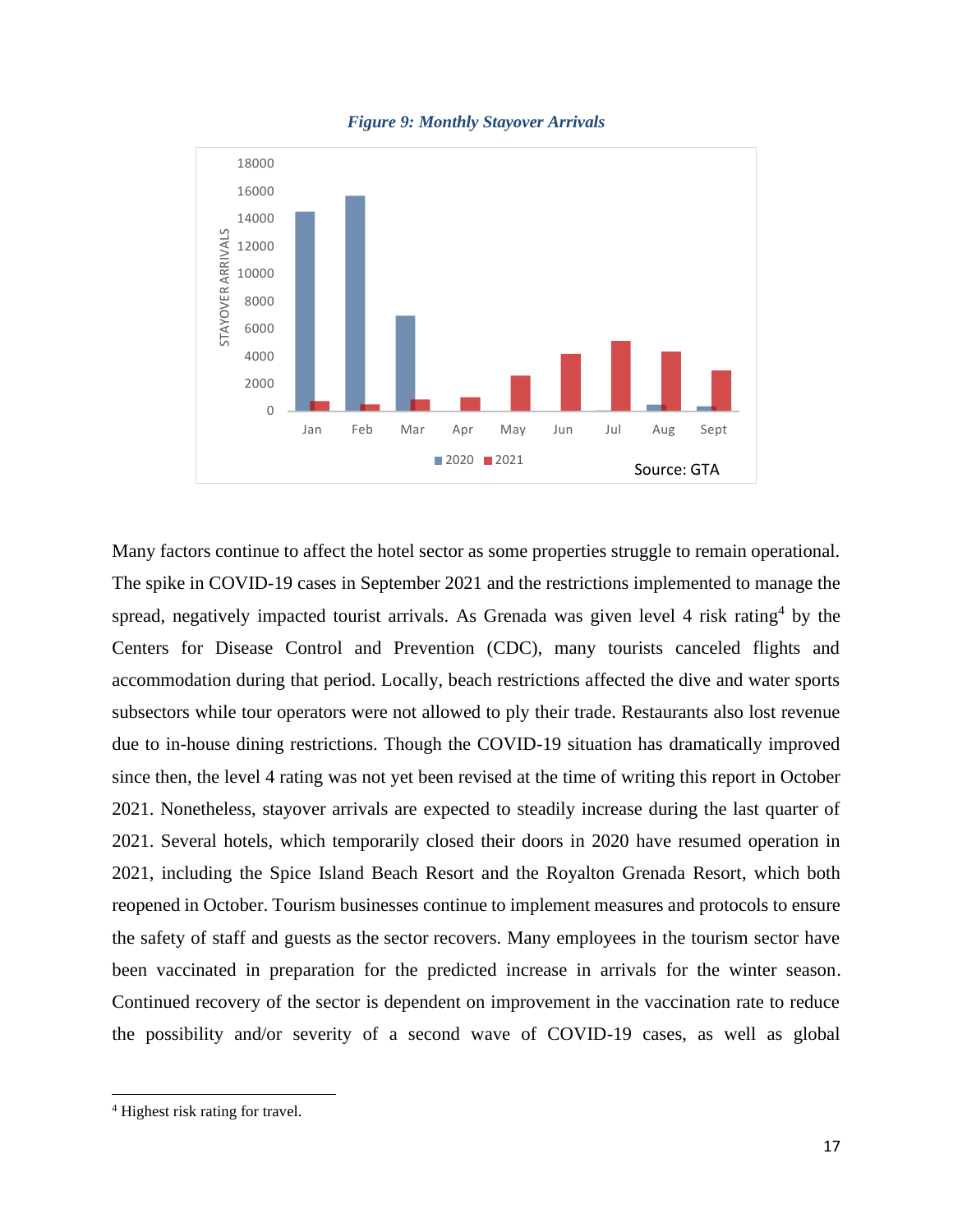*Figure 9: Monthly Stayover Arrivals*

Many factors continue to affect the hotel sector as some properties struggle to remain operational. The spike in COVID-19 cases in September 2021 and the restrictions implemented to manage the spread, negatively impacted tourist arrivals. As Grenada was given level 4 risk rating[4] by the Centers for Disease Control and Prevention (CDC), many tourists canceled flights and accommodation during that period. Locally, beach restrictions affected the dive and water sports subsectors while tour operators were not allowed to ply their trade. Restaurants also lost revenue due to in-house dining restrictions. Though the COVID-19 situation has dramatically improved since then, the level 4 rating was not yet been revised at the time of writing this report in October 2021. Nonetheless, stayover arrivals are expected to steadily increase during the last quarter of 2021. Several hotels, which temporarily closed their doors in 2020 have resumed operation in 2021, including the Spice Island Beach Resort and the Royalton Grenada Resort, which both reopened in October. Tourism businesses continue to implement measures and protocols to ensure the safety of staff and guests as the sector recovers. Many employees in the tourism sector have been vaccinated in preparation for the predicted increase in arrivals for the winter season. Continued recovery of the sector is dependent on improvement in the vaccination rate to reduce the possibility and/or severity of a second wave of COVID-19 cases, as well as global

[4] Highest risk rating for travel.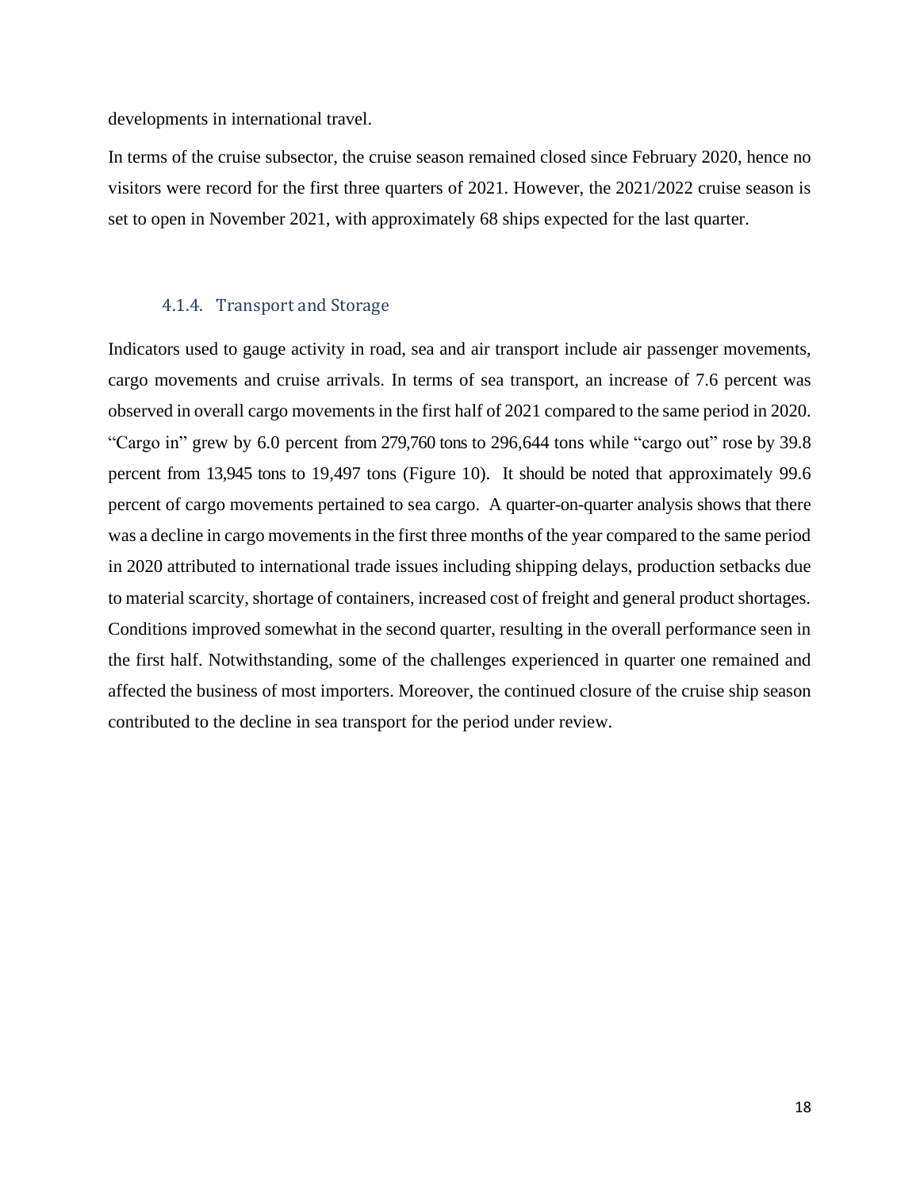developments in international travel.

In terms of the cruise subsector, the cruise season remained closed since February 2020, hence no visitors were record for the first three quarters of 2021. However, the 2021/2022 cruise season is set to open in November 2021, with approximately 68 ships expected for the last quarter.

#### 4.1.4. Transport and Storage

Indicators used to gauge activity in road, sea and air transport include air passenger movements, cargo movements and cruise arrivals. In terms of sea transport, an increase of 7.6 percent was observed in overall cargo movements in the first half of 2021 compared to the same period in 2020. "Cargo in" grew by 6.0 percent from 279,760 tons to 296,644 tons while "cargo out" rose by 39.8 percent from 13,945 tons to 19,497 tons (Figure 10). It should be noted that approximately 99.6 percent of cargo movements pertained to sea cargo. A quarter-on-quarter analysis shows that there was a decline in cargo movements in the first three months of the year compared to the same period in 2020 attributed to international trade issues including shipping delays, production setbacks due to material scarcity, shortage of containers, increased cost of freight and general product shortages. Conditions improved somewhat in the second quarter, resulting in the overall performance seen in the first half. Notwithstanding, some of the challenges experienced in quarter one remained and affected the business of most importers. Moreover, the continued closure of the cruise ship season contributed to the decline in sea transport for the period under review.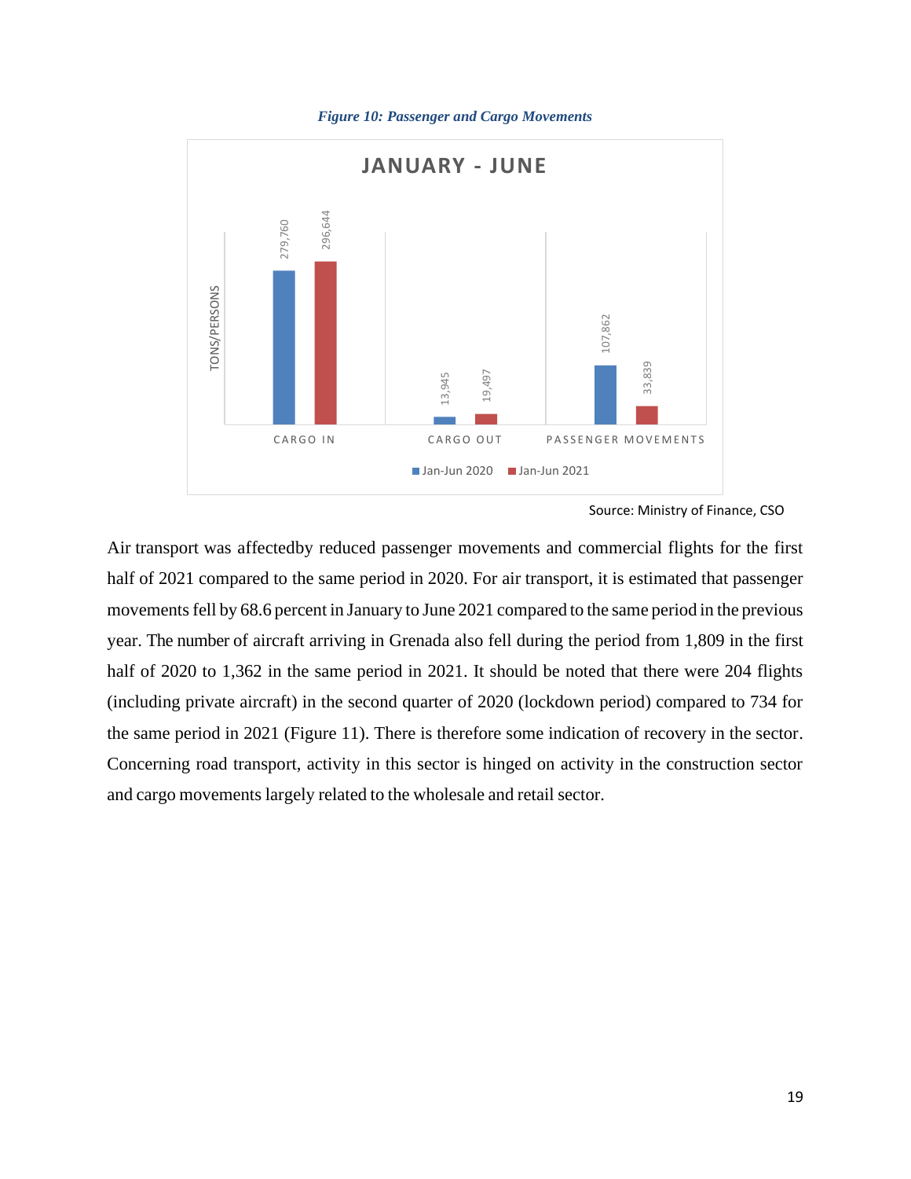*Figure 10: Passenger and Cargo Movements*

**JANUARY - JUNE**

| | Jan-Jun 2020 | Jan-Jun 2021 |
|---|---|---|
| CARGO IN | 279,760 | 296,644 |
| CARGO OUT | 13,945 | 19,497 |
| PASSENGER MOVEMENTS | 107,862 | 33,839 |

TONS/PERSONS

Source: Ministry of Finance, CSO

Air transport was affectedby reduced passenger movements and commercial flights for the first half of 2021 compared to the same period in 2020. For air transport, it is estimated that passenger movements fell by 68.6 percent in January to June 2021 compared to the same period in the previous year. The number of aircraft arriving in Grenada also fell during the period from 1,809 in the first half of 2020 to 1,362 in the same period in 2021. It should be noted that there were 204 flights (including private aircraft) in the second quarter of 2020 (lockdown period) compared to 734 for the same period in 2021 (Figure 11). There is therefore some indication of recovery in the sector. Concerning road transport, activity in this sector is hinged on activity in the construction sector and cargo movements largely related to the wholesale and retail sector.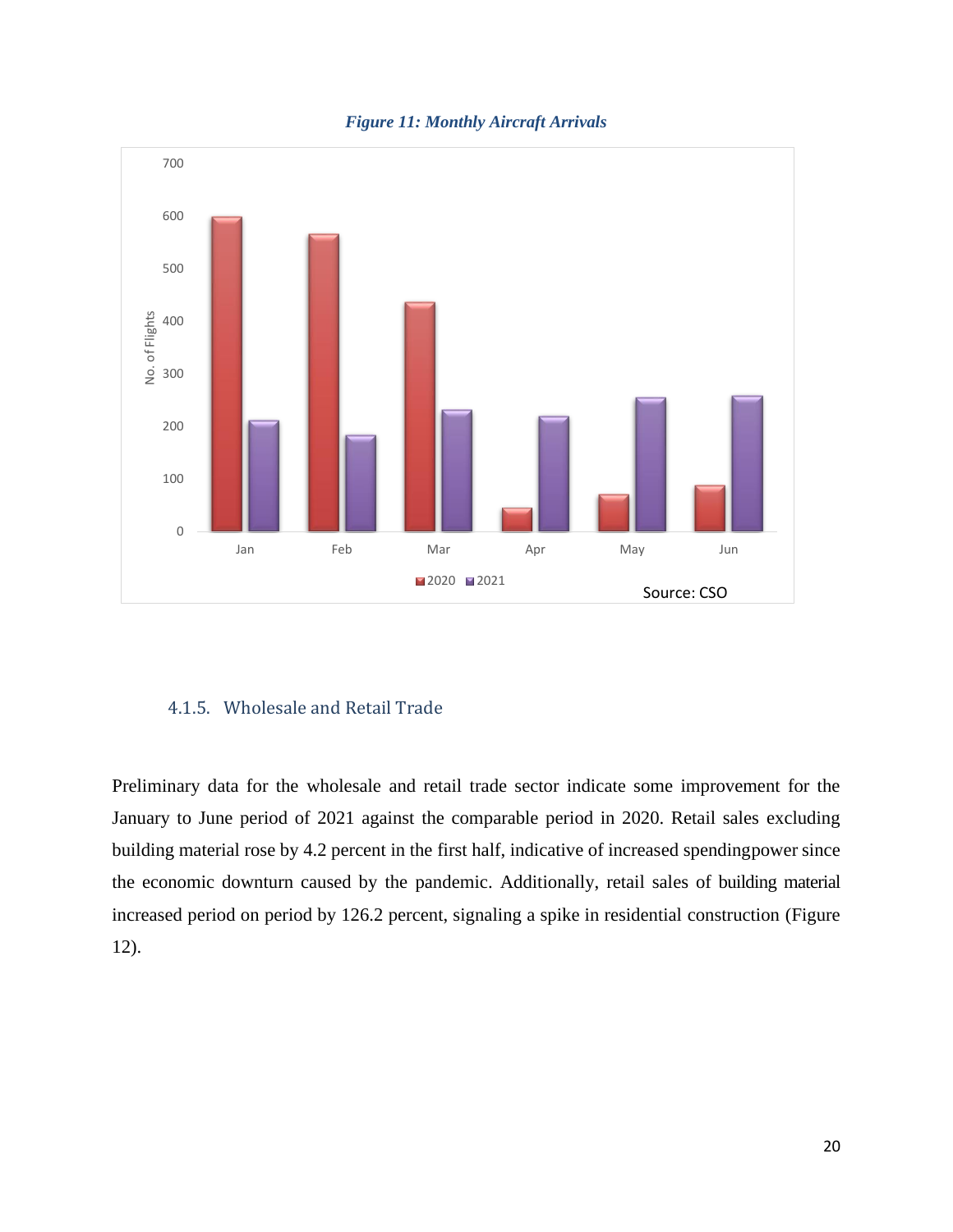*Figure 11: Monthly Aircraft Arrivals*

Source: CSO

### 4.1.5. Wholesale and Retail Trade

Preliminary data for the wholesale and retail trade sector indicate some improvement for the January to June period of 2021 against the comparable period in 2020. Retail sales excluding building material rose by 4.2 percent in the first half, indicative of increased spendingpower since the economic downturn caused by the pandemic. Additionally, retail sales of building material increased period on period by 126.2 percent, signaling a spike in residential construction (Figure 12).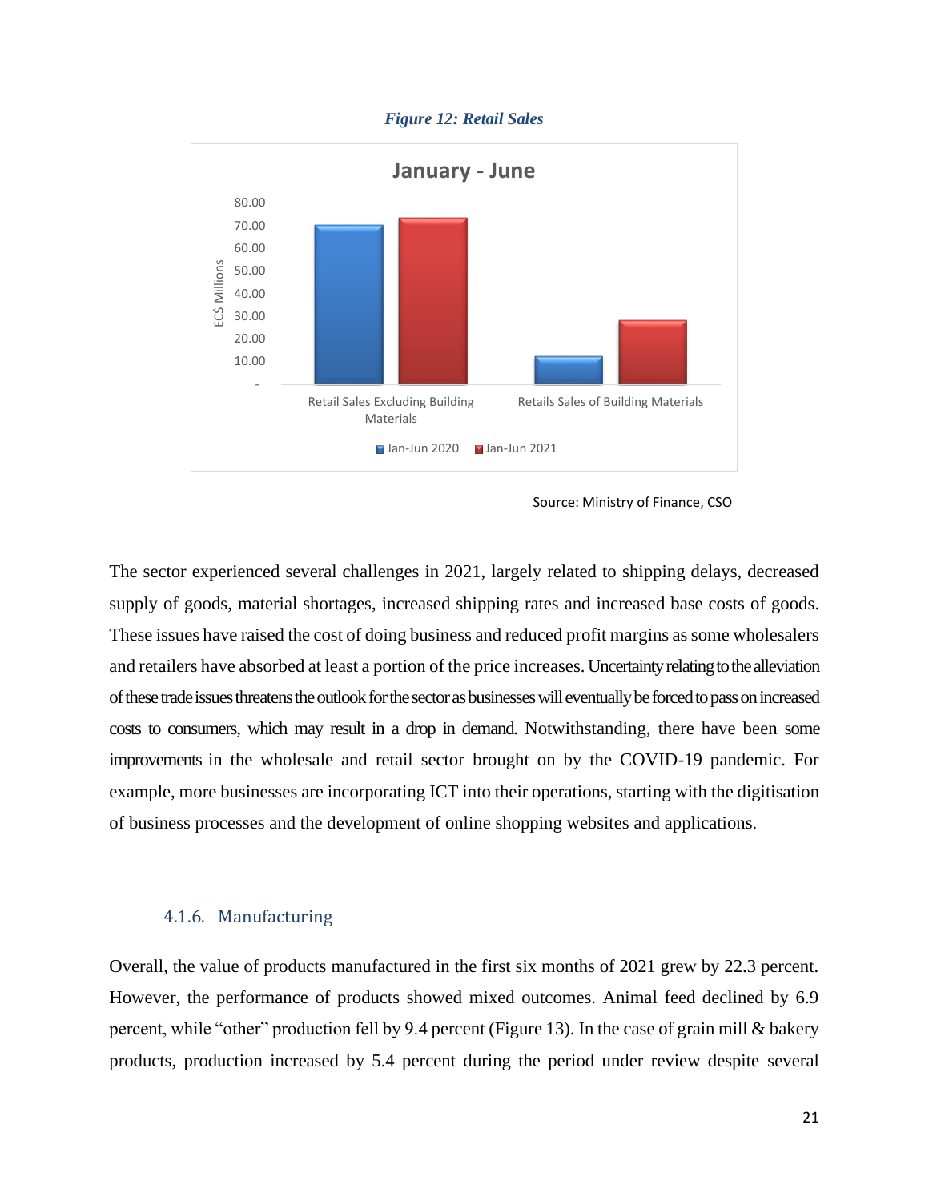*Figure 12: Retail Sales*

Source: Ministry of Finance, CSO

The sector experienced several challenges in 2021, largely related to shipping delays, decreased supply of goods, material shortages, increased shipping rates and increased base costs of goods. These issues have raised the cost of doing business and reduced profit margins as some wholesalers and retailers have absorbed at least a portion of the price increases. Uncertainty relating to the alleviation of these trade issues threatens the outlook for the sector as businesses will eventually be forced to pass on increased costs to consumers, which may result in a drop in demand. Notwithstanding, there have been some improvements in the wholesale and retail sector brought on by the COVID-19 pandemic. For example, more businesses are incorporating ICT into their operations, starting with the digitisation of business processes and the development of online shopping websites and applications.

### 4.1.6. Manufacturing

Overall, the value of products manufactured in the first six months of 2021 grew by 22.3 percent. However, the performance of products showed mixed outcomes. Animal feed declined by 6.9 percent, while "other" production fell by 9.4 percent (Figure 13). In the case of grain mill & bakery products, production increased by 5.4 percent during the period under review despite several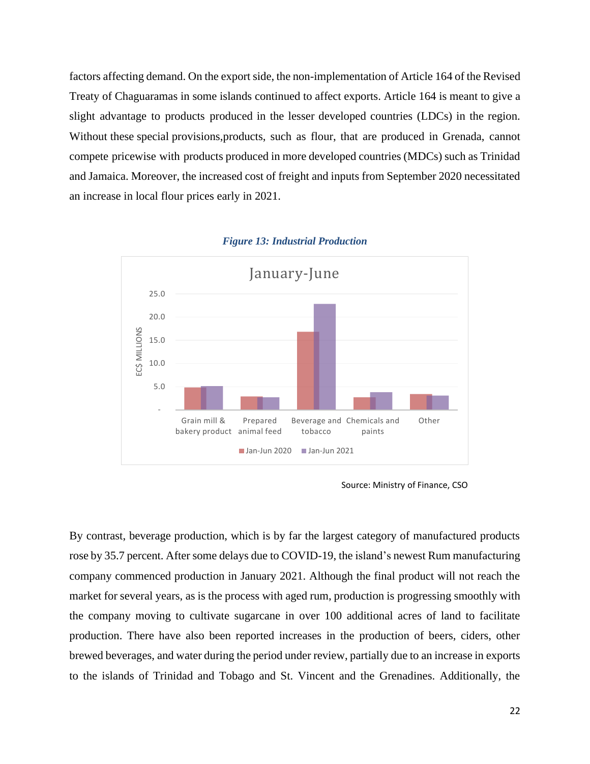factors affecting demand. On the export side, the non-implementation of Article 164 of the Revised Treaty of Chaguaramas in some islands continued to affect exports. Article 164 is meant to give a slight advantage to products produced in the lesser developed countries (LDCs) in the region. Without these special provisions,products, such as flour, that are produced in Grenada, cannot compete pricewise with products produced in more developed countries (MDCs) such as Trinidad and Jamaica. Moreover, the increased cost of freight and inputs from September 2020 necessitated an increase in local flour prices early in 2021.

***Figure 13: Industrial Production***

Source: Ministry of Finance, CSO

By contrast, beverage production, which is by far the largest category of manufactured products rose by 35.7 percent. After some delays due to COVID-19, the island's newest Rum manufacturing company commenced production in January 2021. Although the final product will not reach the market for several years, as is the process with aged rum, production is progressing smoothly with the company moving to cultivate sugarcane in over 100 additional acres of land to facilitate production. There have also been reported increases in the production of beers, ciders, other brewed beverages, and water during the period under review, partially due to an increase in exports to the islands of Trinidad and Tobago and St. Vincent and the Grenadines. Additionally, the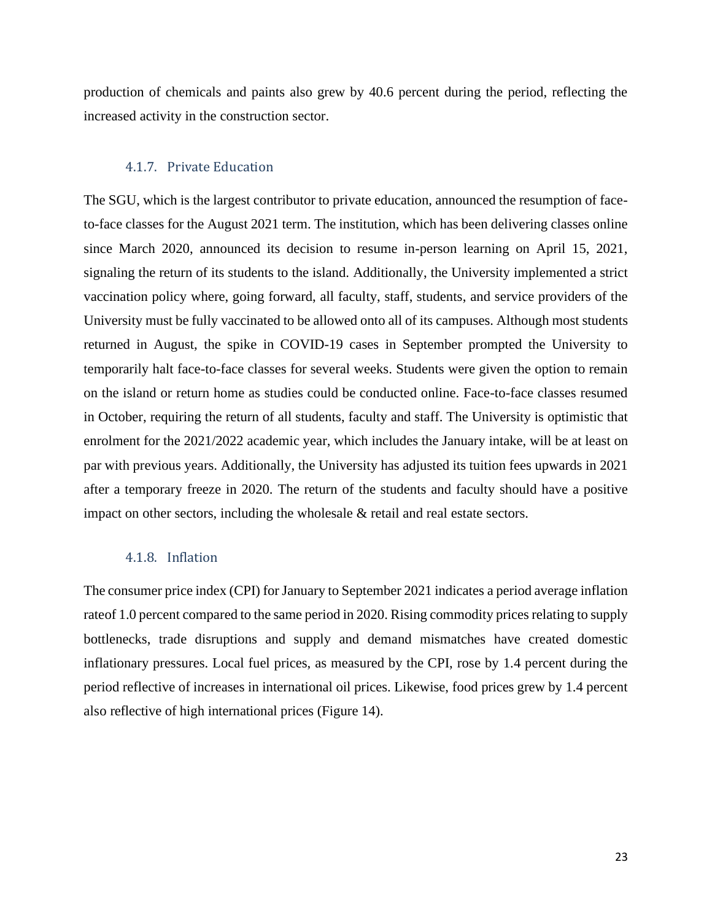production of chemicals and paints also grew by 40.6 percent during the period, reflecting the increased activity in the construction sector.

### 4.1.7. Private Education

The SGU, which is the largest contributor to private education, announced the resumption of face-to-face classes for the August 2021 term. The institution, which has been delivering classes online since March 2020, announced its decision to resume in-person learning on April 15, 2021, signaling the return of its students to the island. Additionally, the University implemented a strict vaccination policy where, going forward, all faculty, staff, students, and service providers of the University must be fully vaccinated to be allowed onto all of its campuses. Although most students returned in August, the spike in COVID-19 cases in September prompted the University to temporarily halt face-to-face classes for several weeks. Students were given the option to remain on the island or return home as studies could be conducted online. Face-to-face classes resumed in October, requiring the return of all students, faculty and staff. The University is optimistic that enrolment for the 2021/2022 academic year, which includes the January intake, will be at least on par with previous years. Additionally, the University has adjusted its tuition fees upwards in 2021 after a temporary freeze in 2020. The return of the students and faculty should have a positive impact on other sectors, including the wholesale & retail and real estate sectors.

### 4.1.8. Inflation

The consumer price index (CPI) for January to September 2021 indicates a period average inflation rateof 1.0 percent compared to the same period in 2020. Rising commodity prices relating to supply bottlenecks, trade disruptions and supply and demand mismatches have created domestic inflationary pressures. Local fuel prices, as measured by the CPI, rose by 1.4 percent during the period reflective of increases in international oil prices. Likewise, food prices grew by 1.4 percent also reflective of high international prices (Figure 14).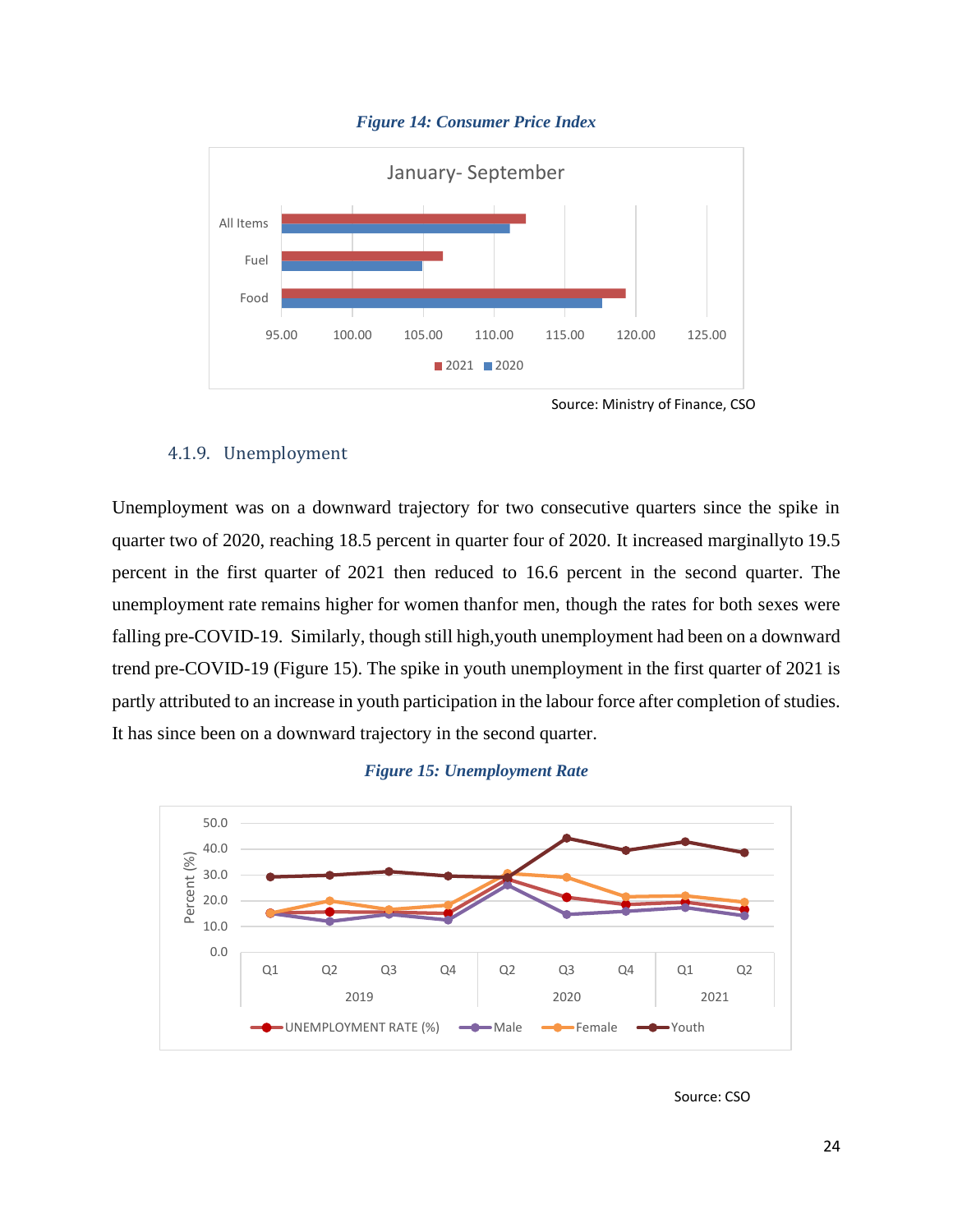*Figure 14: Consumer Price Index*

Source: Ministry of Finance, CSO

### 4.1.9. Unemployment

Unemployment was on a downward trajectory for two consecutive quarters since the spike in quarter two of 2020, reaching 18.5 percent in quarter four of 2020. It increased marginallyto 19.5 percent in the first quarter of 2021 then reduced to 16.6 percent in the second quarter. The unemployment rate remains higher for women thanfor men, though the rates for both sexes were falling pre-COVID-19. Similarly, though still high,youth unemployment had been on a downward trend pre-COVID-19 (Figure 15). The spike in youth unemployment in the first quarter of 2021 is partly attributed to an increase in youth participation in the labour force after completion of studies. It has since been on a downward trajectory in the second quarter.

*Figure 15: Unemployment Rate*

Source: CSO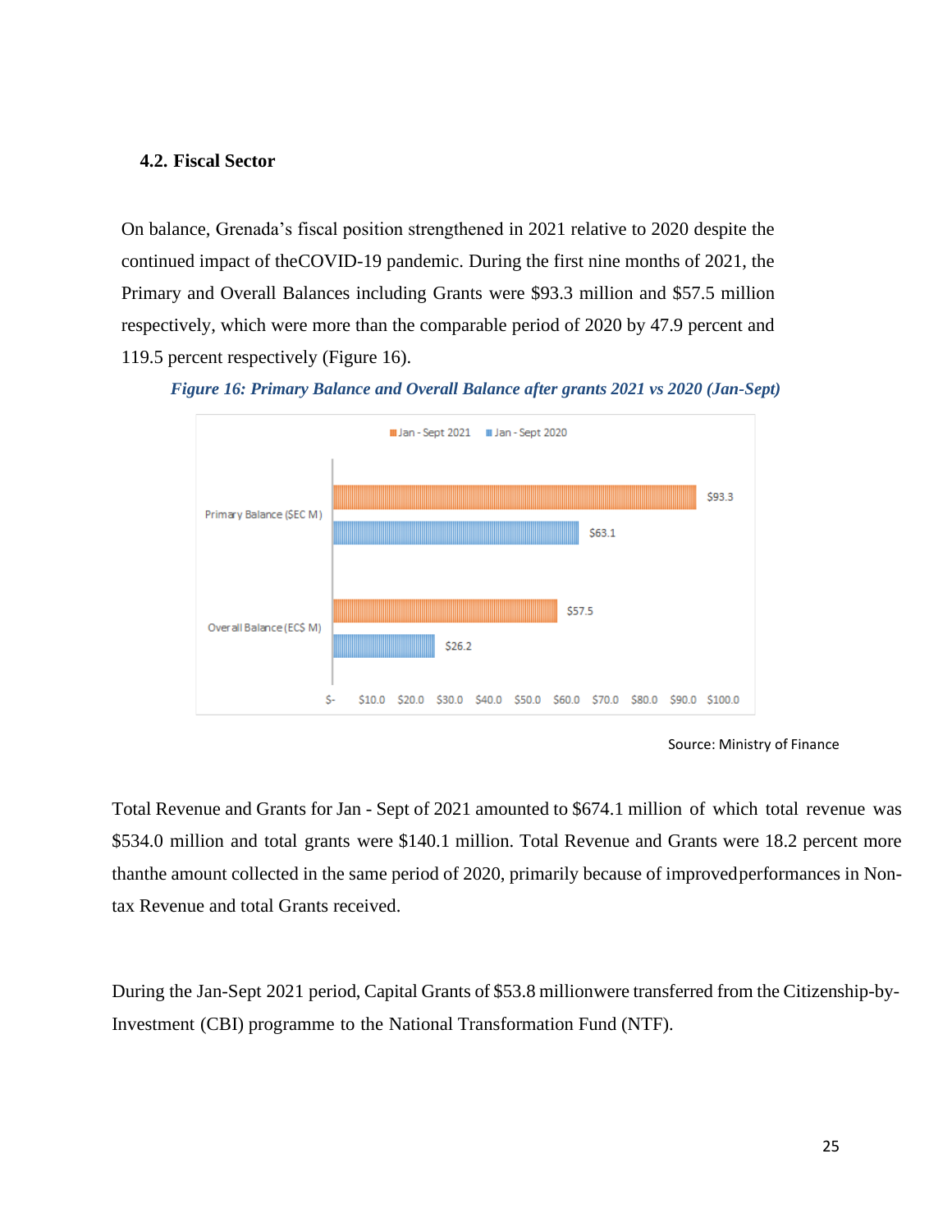### 4.2. Fiscal Sector

On balance, Grenada's fiscal position strengthened in 2021 relative to 2020 despite the continued impact of theCOVID-19 pandemic. During the first nine months of 2021, the Primary and Overall Balances including Grants were $93.3 million and $57.5 million respectively, which were more than the comparable period of 2020 by 47.9 percent and 119.5 percent respectively (Figure 16).

*Figure 16: Primary Balance and Overall Balance after grants 2021 vs 2020 (Jan-Sept)*

| | Jan - Sept 2021 | Jan - Sept 2020 |
|---|---|---|
| Primary Balance ($EC M) | $93.3 | $63.1 |
| Overall Balance (EC$ M) | $57.5 | $26.2 |

Source: Ministry of Finance

Total Revenue and Grants for Jan - Sept of 2021 amounted to $674.1 million of which total revenue was $534.0 million and total grants were $140.1 million. Total Revenue and Grants were 18.2 percent more thanthe amount collected in the same period of 2020, primarily because of improvedperformances in Non-tax Revenue and total Grants received.

During the Jan-Sept 2021 period, Capital Grants of $53.8 millionwere transferred from the Citizenship-by-Investment (CBI) programme to the National Transformation Fund (NTF).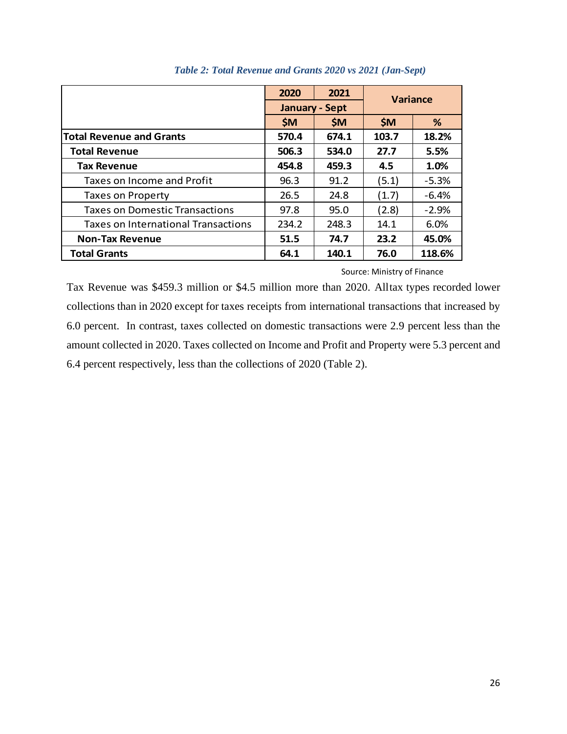*Table 2: Total Revenue and Grants 2020 vs 2021 (Jan-Sept)*

| | 2020 | 2021 | Variance | |
|---|---|---|---|---|
| | January - Sept | | | |
| | $M | $M | $M | % |
| **Total Revenue and Grants** | **570.4** | **674.1** | **103.7** | **18.2%** |
| **Total Revenue** | **506.3** | **534.0** | **27.7** | **5.5%** |
| **Tax Revenue** | **454.8** | **459.3** | **4.5** | **1.0%** |
| Taxes on Income and Profit | 96.3 | 91.2 | (5.1) | -5.3% |
| Taxes on Property | 26.5 | 24.8 | (1.7) | -6.4% |
| Taxes on Domestic Transactions | 97.8 | 95.0 | (2.8) | -2.9% |
| Taxes on International Transactions | 234.2 | 248.3 | 14.1 | 6.0% |
| **Non-Tax Revenue** | **51.5** | **74.7** | **23.2** | **45.0%** |
| **Total Grants** | **64.1** | **140.1** | **76.0** | **118.6%** |

Source: Ministry of Finance

Tax Revenue was $459.3 million or $4.5 million more than 2020. Alltax types recorded lower collections than in 2020 except for taxes receipts from international transactions that increased by 6.0 percent. In contrast, taxes collected on domestic transactions were 2.9 percent less than the amount collected in 2020. Taxes collected on Income and Profit and Property were 5.3 percent and 6.4 percent respectively, less than the collections of 2020 (Table 2).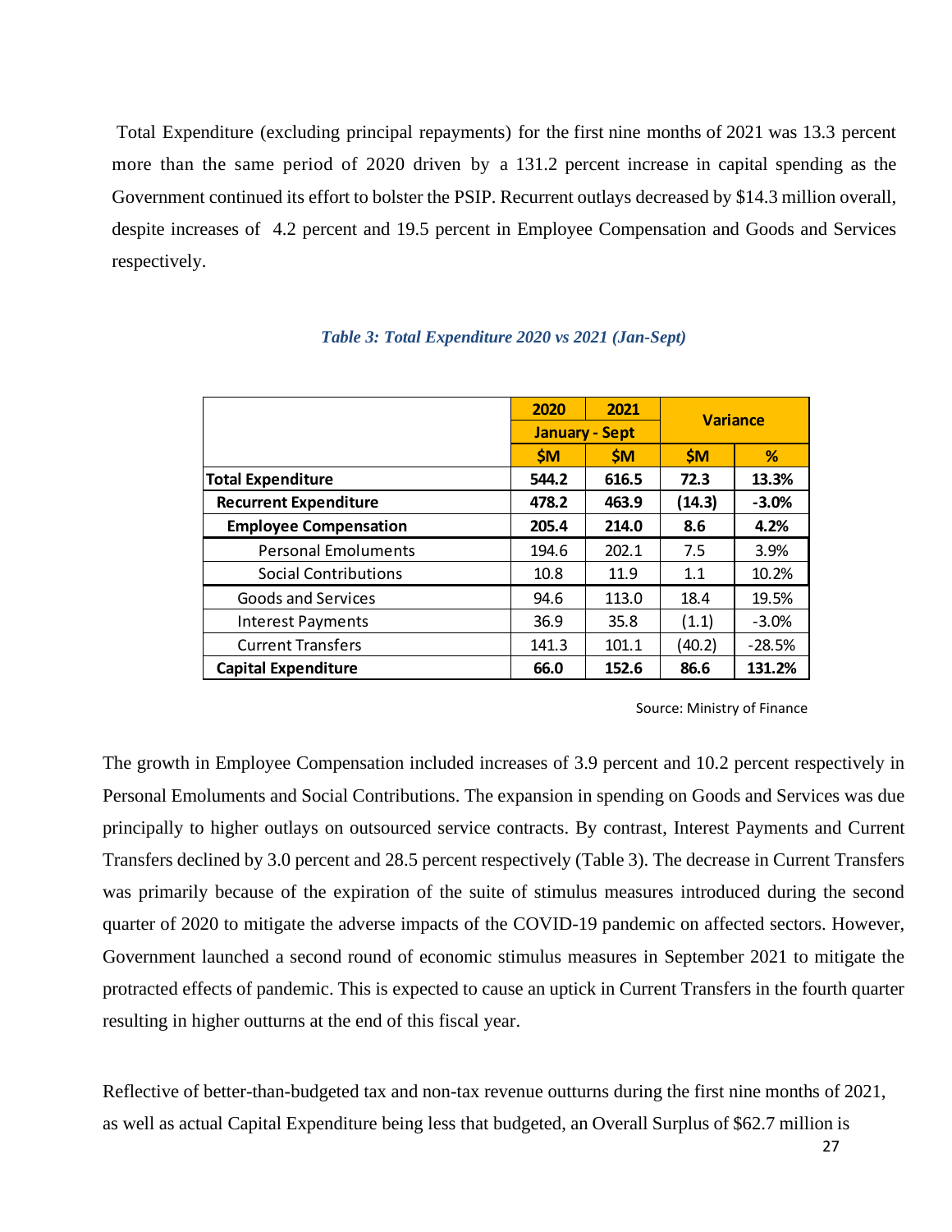Total Expenditure (excluding principal repayments) for the first nine months of 2021 was 13.3 percent more than the same period of 2020 driven by a 131.2 percent increase in capital spending as the Government continued its effort to bolster the PSIP. Recurrent outlays decreased by $14.3 million overall, despite increases of 4.2 percent and 19.5 percent in Employee Compensation and Goods and Services respectively.

***Table 3: Total Expenditure 2020 vs 2021 (Jan-Sept)***

| | 2020 | 2021 | Variance | |
|---|---|---|---|---|
| | January - Sept | | | |
| | $M | $M | $M | % |
| **Total Expenditure** | **544.2** | **616.5** | **72.3** | **13.3%** |
| **Recurrent Expenditure** | **478.2** | **463.9** | **(14.3)** | **-3.0%** |
| **Employee Compensation** | **205.4** | **214.0** | **8.6** | **4.2%** |
| Personal Emoluments | 194.6 | 202.1 | 7.5 | 3.9% |
| Social Contributions | 10.8 | 11.9 | 1.1 | 10.2% |
| Goods and Services | 94.6 | 113.0 | 18.4 | 19.5% |
| Interest Payments | 36.9 | 35.8 | (1.1) | -3.0% |
| Current Transfers | 141.3 | 101.1 | (40.2) | -28.5% |
| **Capital Expenditure** | **66.0** | **152.6** | **86.6** | **131.2%** |

Source: Ministry of Finance

The growth in Employee Compensation included increases of 3.9 percent and 10.2 percent respectively in Personal Emoluments and Social Contributions. The expansion in spending on Goods and Services was due principally to higher outlays on outsourced service contracts. By contrast, Interest Payments and Current Transfers declined by 3.0 percent and 28.5 percent respectively (Table 3). The decrease in Current Transfers was primarily because of the expiration of the suite of stimulus measures introduced during the second quarter of 2020 to mitigate the adverse impacts of the COVID-19 pandemic on affected sectors. However, Government launched a second round of economic stimulus measures in September 2021 to mitigate the protracted effects of pandemic. This is expected to cause an uptick in Current Transfers in the fourth quarter resulting in higher outturns at the end of this fiscal year.

Reflective of better-than-budgeted tax and non-tax revenue outturns during the first nine months of 2021, as well as actual Capital Expenditure being less that budgeted, an Overall Surplus of $62.7 million is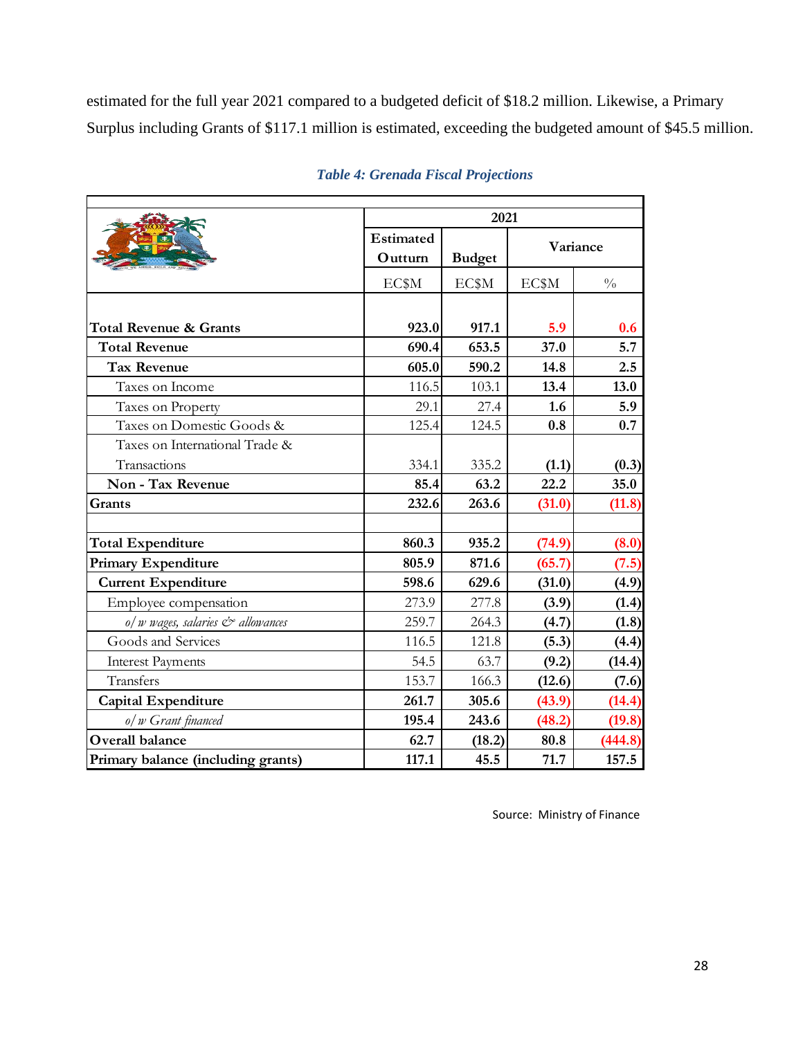estimated for the full year 2021 compared to a budgeted deficit of $18.2 million. Likewise, a Primary Surplus including Grants of $117.1 million is estimated, exceeding the budgeted amount of $45.5 million.

***Table 4: Grenada Fiscal Projections***

| | 2021 | | | |
|---|---|---|---|---|
| | Estimated Outturn | Budget | Variance | |
| | EC$M | EC$M | EC$M | % |
| **Total Revenue & Grants** | **923.0** | **917.1** | **5.9** | **0.6** |
| **Total Revenue** | **690.4** | **653.5** | **37.0** | **5.7** |
| **Tax Revenue** | **605.0** | **590.2** | **14.8** | **2.5** |
| Taxes on Income | 116.5 | 103.1 | **13.4** | **13.0** |
| Taxes on Property | 29.1 | 27.4 | **1.6** | **5.9** |
| Taxes on Domestic Goods & | 125.4 | 124.5 | **0.8** | **0.7** |
| Taxes on International Trade & Transactions | 334.1 | 335.2 | **(1.1)** | **(0.3)** |
| **Non - Tax Revenue** | **85.4** | **63.2** | **22.2** | **35.0** |
| **Grants** | **232.6** | **263.6** | **(31.0)** | **(11.8)** |
| | | | | |
| **Total Expenditure** | **860.3** | **935.2** | **(74.9)** | **(8.0)** |
| **Primary Expenditure** | **805.9** | **871.6** | **(65.7)** | **(7.5)** |
| **Current Expenditure** | **598.6** | **629.6** | **(31.0)** | **(4.9)** |
| Employee compensation | 273.9 | 277.8 | **(3.9)** | **(1.4)** |
| *o/w wages, salaries & allowances* | 259.7 | 264.3 | **(4.7)** | **(1.8)** |
| Goods and Services | 116.5 | 121.8 | **(5.3)** | **(4.4)** |
| Interest Payments | 54.5 | 63.7 | **(9.2)** | **(14.4)** |
| Transfers | 153.7 | 166.3 | **(12.6)** | **(7.6)** |
| **Capital Expenditure** | **261.7** | **305.6** | **(43.9)** | **(14.4)** |
| *o/w Grant financed* | **195.4** | **243.6** | **(48.2)** | **(19.8)** |
| **Overall balance** | **62.7** | **(18.2)** | **80.8** | **(444.8)** |
| **Primary balance (including grants)** | **117.1** | **45.5** | **71.7** | **157.5** |

Source: Ministry of Finance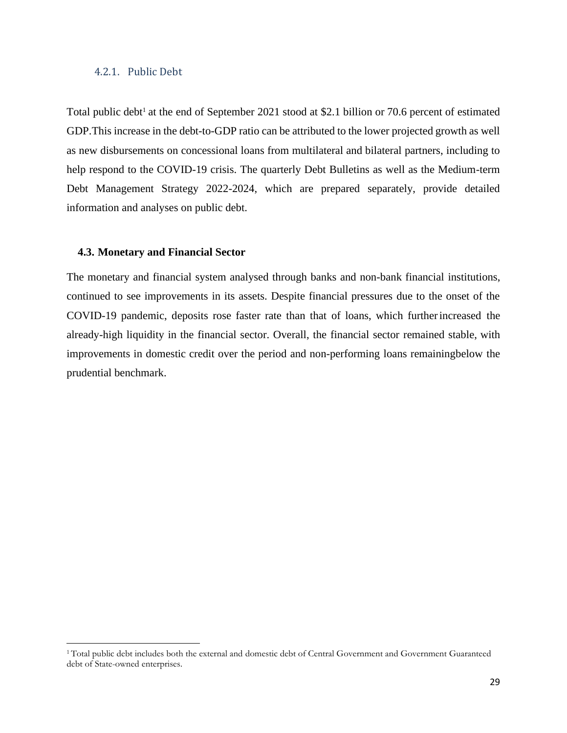### 4.2.1. Public Debt

Total public debt[1] at the end of September 2021 stood at $2.1 billion or 70.6 percent of estimated GDP.This increase in the debt-to-GDP ratio can be attributed to the lower projected growth as well as new disbursements on concessional loans from multilateral and bilateral partners, including to help respond to the COVID-19 crisis. The quarterly Debt Bulletins as well as the Medium-term Debt Management Strategy 2022-2024, which are prepared separately, provide detailed information and analyses on public debt.

## 4.3. Monetary and Financial Sector

The monetary and financial system analysed through banks and non-bank financial institutions, continued to see improvements in its assets. Despite financial pressures due to the onset of the COVID-19 pandemic, deposits rose faster rate than that of loans, which further increased the already-high liquidity in the financial sector. Overall, the financial sector remained stable, with improvements in domestic credit over the period and non-performing loans remainingbelow the prudential benchmark.

[1] Total public debt includes both the external and domestic debt of Central Government and Government Guaranteed debt of State-owned enterprises.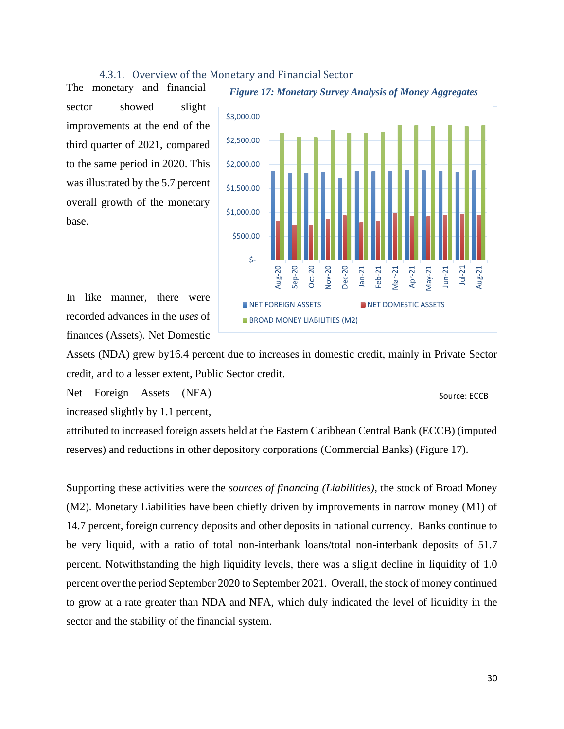### 4.3.1. Overview of the Monetary and Financial Sector

The monetary and financial sector showed slight improvements at the end of the third quarter of 2021, compared to the same period in 2020. This was illustrated by the 5.7 percent overall growth of the monetary base.

***Figure 17: Monetary Survey Analysis of Money Aggregates***

Source: ECCB

In like manner, there were recorded advances in the *uses* of finances (Assets). Net Domestic Assets (NDA) grew by16.4 percent due to increases in domestic credit, mainly in Private Sector credit, and to a lesser extent, Public Sector credit.

Net Foreign Assets (NFA) increased slightly by 1.1 percent, attributed to increased foreign assets held at the Eastern Caribbean Central Bank (ECCB) (imputed reserves) and reductions in other depository corporations (Commercial Banks) (Figure 17).

Supporting these activities were the *sources of financing (Liabilities)*, the stock of Broad Money (M2). Monetary Liabilities have been chiefly driven by improvements in narrow money (M1) of 14.7 percent, foreign currency deposits and other deposits in national currency. Banks continue to be very liquid, with a ratio of total non-interbank loans/total non-interbank deposits of 51.7 percent. Notwithstanding the high liquidity levels, there was a slight decline in liquidity of 1.0 percent over the period September 2020 to September 2021. Overall, the stock of money continued to grow at a rate greater than NDA and NFA, which duly indicated the level of liquidity in the sector and the stability of the financial system.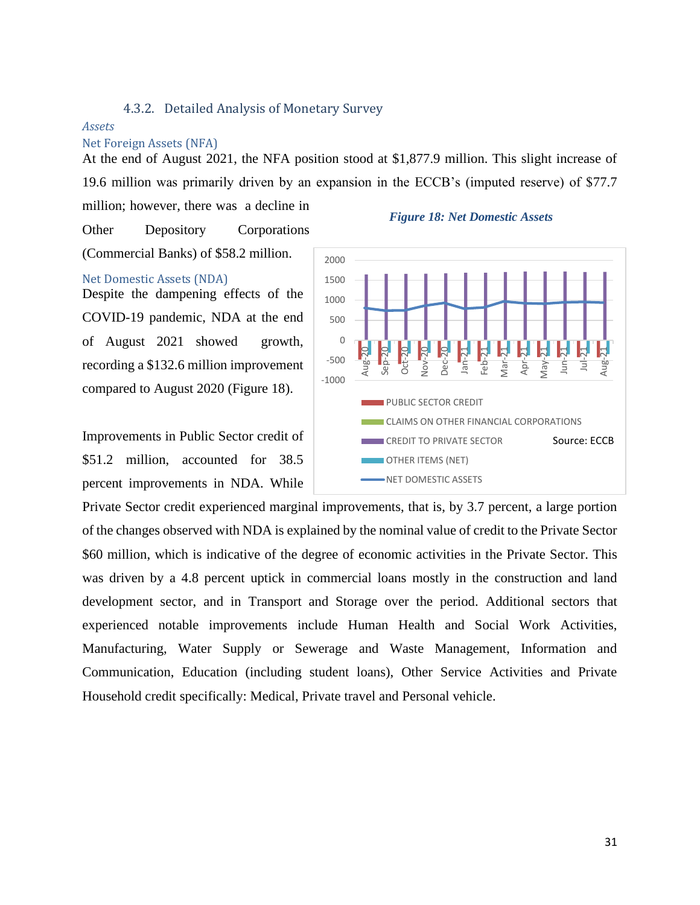### 4.3.2. Detailed Analysis of Monetary Survey

*Assets*

Net Foreign Assets (NFA)

At the end of August 2021, the NFA position stood at $1,877.9 million. This slight increase of 19.6 million was primarily driven by an expansion in the ECCB's (imputed reserve) of $77.7 million; however, there was a decline in Other Depository Corporations (Commercial Banks) of $58.2 million.

Net Domestic Assets (NDA)

Despite the dampening effects of the COVID-19 pandemic, NDA at the end of August 2021 showed growth, recording a $132.6 million improvement compared to August 2020 (Figure 18).

***Figure 18: Net Domestic Assets***

Source: ECCB

Improvements in Public Sector credit of $51.2 million, accounted for 38.5 percent improvements in NDA. While Private Sector credit experienced marginal improvements, that is, by 3.7 percent, a large portion of the changes observed with NDA is explained by the nominal value of credit to the Private Sector $60 million, which is indicative of the degree of economic activities in the Private Sector. This was driven by a 4.8 percent uptick in commercial loans mostly in the construction and land development sector, and in Transport and Storage over the period. Additional sectors that experienced notable improvements include Human Health and Social Work Activities, Manufacturing, Water Supply or Sewerage and Waste Management, Information and Communication, Education (including student loans), Other Service Activities and Private Household credit specifically: Medical, Private travel and Personal vehicle.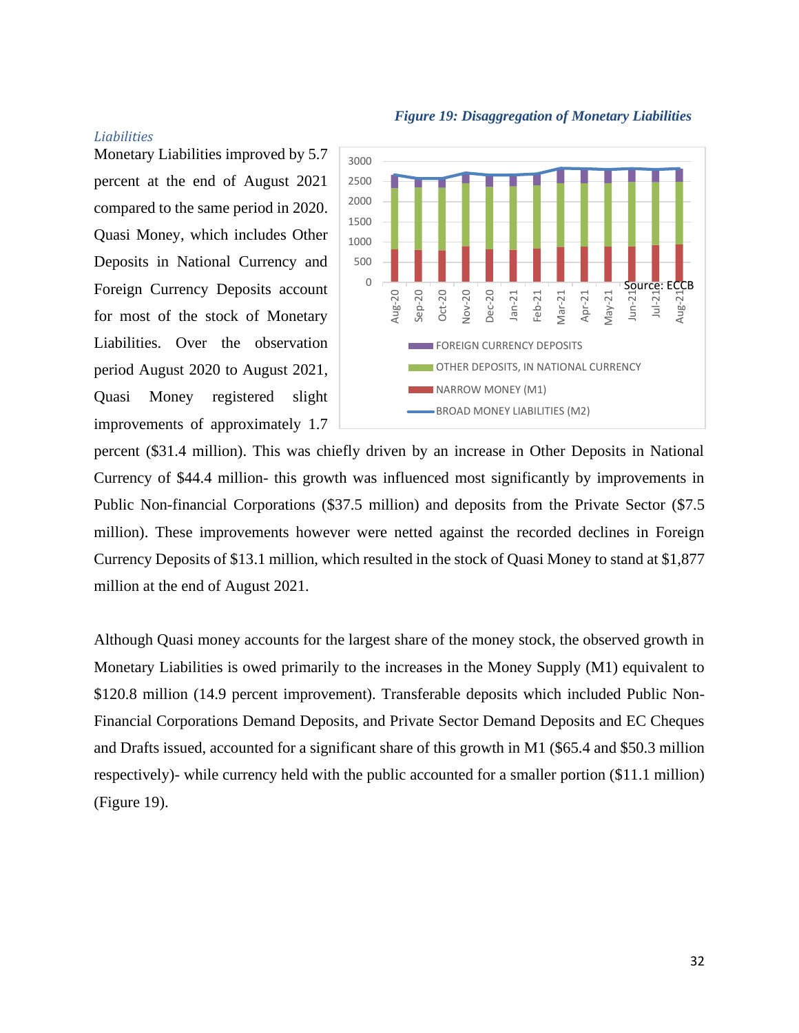*Liabilities*

Monetary Liabilities improved by 5.7 percent at the end of August 2021 compared to the same period in 2020. Quasi Money, which includes Other Deposits in National Currency and Foreign Currency Deposits account for most of the stock of Monetary Liabilities. Over the observation period August 2020 to August 2021, Quasi Money registered slight improvements of approximately 1.7 percent ($31.4 million). This was chiefly driven by an increase in Other Deposits in National Currency of $44.4 million- this growth was influenced most significantly by improvements in Public Non-financial Corporations ($37.5 million) and deposits from the Private Sector ($7.5 million). These improvements however were netted against the recorded declines in Foreign Currency Deposits of $13.1 million, which resulted in the stock of Quasi Money to stand at $1,877 million at the end of August 2021.

***Figure 19: Disaggregation of Monetary Liabilities***

Source: ECCB

Although Quasi money accounts for the largest share of the money stock, the observed growth in Monetary Liabilities is owed primarily to the increases in the Money Supply (M1) equivalent to $120.8 million (14.9 percent improvement). Transferable deposits which included Public Non-Financial Corporations Demand Deposits, and Private Sector Demand Deposits and EC Cheques and Drafts issued, accounted for a significant share of this growth in M1 ($65.4 and $50.3 million respectively)- while currency held with the public accounted for a smaller portion ($11.1 million) (Figure 19).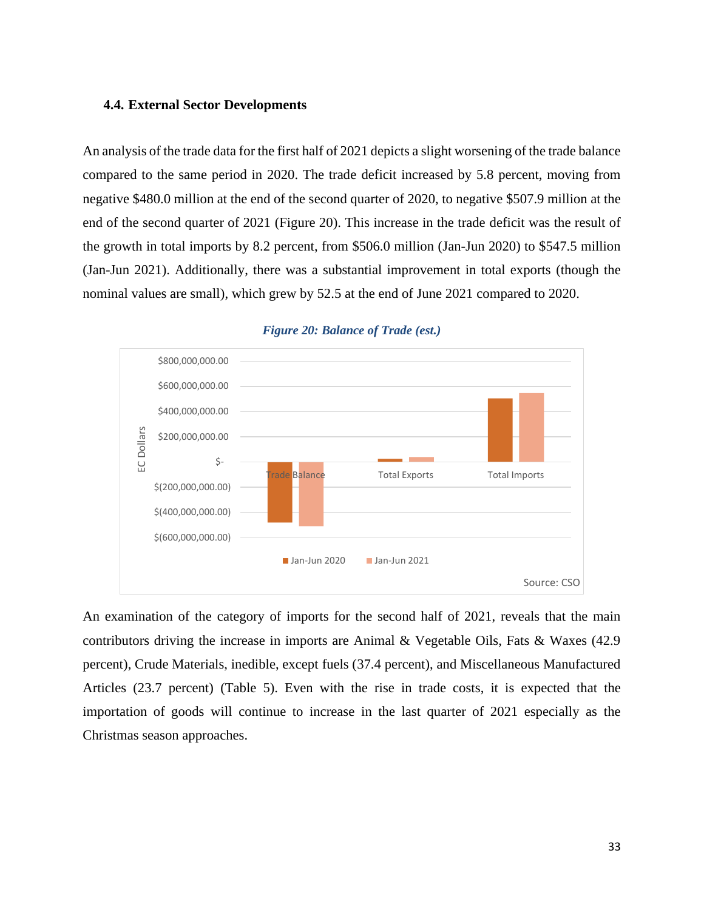### 4.4. External Sector Developments

An analysis of the trade data for the first half of 2021 depicts a slight worsening of the trade balance compared to the same period in 2020. The trade deficit increased by 5.8 percent, moving from negative $480.0 million at the end of the second quarter of 2020, to negative $507.9 million at the end of the second quarter of 2021 (Figure 20). This increase in the trade deficit was the result of the growth in total imports by 8.2 percent, from $506.0 million (Jan-Jun 2020) to $547.5 million (Jan-Jun 2021). Additionally, there was a substantial improvement in total exports (though the nominal values are small), which grew by 52.5 at the end of June 2021 compared to 2020.

*Figure 20: Balance of Trade (est.)*

Source: CSO

An examination of the category of imports for the second half of 2021, reveals that the main contributors driving the increase in imports are Animal & Vegetable Oils, Fats & Waxes (42.9 percent), Crude Materials, inedible, except fuels (37.4 percent), and Miscellaneous Manufactured Articles (23.7 percent) (Table 5). Even with the rise in trade costs, it is expected that the importation of goods will continue to increase in the last quarter of 2021 especially as the Christmas season approaches.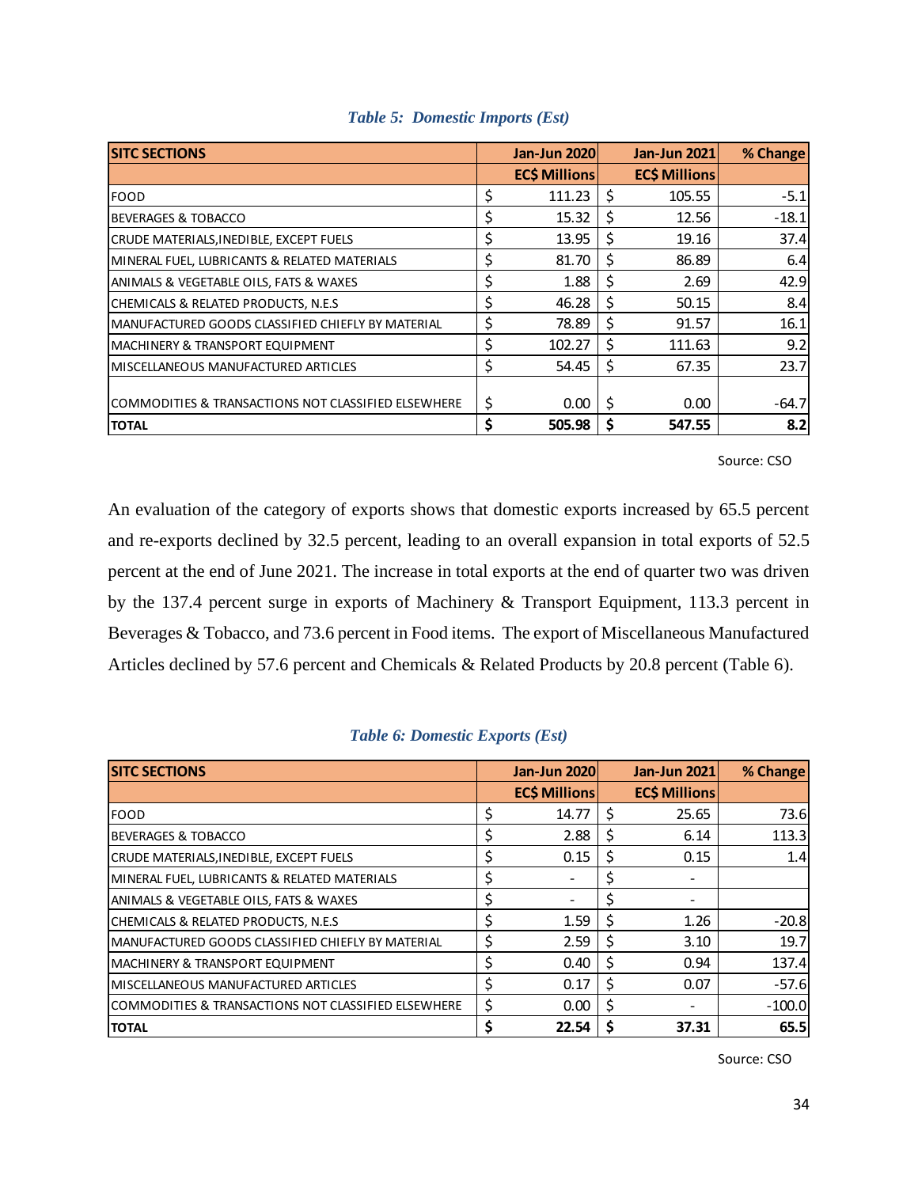*Table 5: Domestic Imports (Est)*

| SITC SECTIONS | Jan-Jun 2020 | Jan-Jun 2021 | % Change |
|---|---|---|---|
| | EC$ Millions | EC$ Millions | |
| FOOD | $ 111.23 | $ 105.55 | -5.1 |
| BEVERAGES & TOBACCO | $ 15.32 | $ 12.56 | -18.1 |
| CRUDE MATERIALS,INEDIBLE, EXCEPT FUELS | $ 13.95 | $ 19.16 | 37.4 |
| MINERAL FUEL, LUBRICANTS & RELATED MATERIALS | $ 81.70 | $ 86.89 | 6.4 |
| ANIMALS & VEGETABLE OILS, FATS & WAXES | $ 1.88 | $ 2.69 | 42.9 |
| CHEMICALS & RELATED PRODUCTS, N.E.S | $ 46.28 | $ 50.15 | 8.4 |
| MANUFACTURED GOODS CLASSIFIED CHIEFLY BY MATERIAL | $ 78.89 | $ 91.57 | 16.1 |
| MACHINERY & TRANSPORT EQUIPMENT | $ 102.27 | $ 111.63 | 9.2 |
| MISCELLANEOUS MANUFACTURED ARTICLES | $ 54.45 | $ 67.35 | 23.7 |
| COMMODITIES & TRANSACTIONS NOT CLASSIFIED ELSEWHERE | $ 0.00 | $ 0.00 | -64.7 |
| **TOTAL** | **$ 505.98** | **$ 547.55** | **8.2** |

Source: CSO

An evaluation of the category of exports shows that domestic exports increased by 65.5 percent and re-exports declined by 32.5 percent, leading to an overall expansion in total exports of 52.5 percent at the end of June 2021. The increase in total exports at the end of quarter two was driven by the 137.4 percent surge in exports of Machinery & Transport Equipment, 113.3 percent in Beverages & Tobacco, and 73.6 percent in Food items. The export of Miscellaneous Manufactured Articles declined by 57.6 percent and Chemicals & Related Products by 20.8 percent (Table 6).

*Table 6: Domestic Exports (Est)*

| SITC SECTIONS | Jan-Jun 2020 | Jan-Jun 2021 | % Change |
|---|---|---|---|
| | EC$ Millions | EC$ Millions | |
| FOOD | $ 14.77 | $ 25.65 | 73.6 |
| BEVERAGES & TOBACCO | $ 2.88 | $ 6.14 | 113.3 |
| CRUDE MATERIALS,INEDIBLE, EXCEPT FUELS | $ 0.15 | $ 0.15 | 1.4 |
| MINERAL FUEL, LUBRICANTS & RELATED MATERIALS | $ - | $ - | |
| ANIMALS & VEGETABLE OILS, FATS & WAXES | $ - | $ - | |
| CHEMICALS & RELATED PRODUCTS, N.E.S | $ 1.59 | $ 1.26 | -20.8 |
| MANUFACTURED GOODS CLASSIFIED CHIEFLY BY MATERIAL | $ 2.59 | $ 3.10 | 19.7 |
| MACHINERY & TRANSPORT EQUIPMENT | $ 0.40 | $ 0.94 | 137.4 |
| MISCELLANEOUS MANUFACTURED ARTICLES | $ 0.17 | $ 0.07 | -57.6 |
| COMMODITIES & TRANSACTIONS NOT CLASSIFIED ELSEWHERE | $ 0.00 | $ - | -100.0 |
| **TOTAL** | **$ 22.54** | **$ 37.31** | **65.5** |

Source: CSO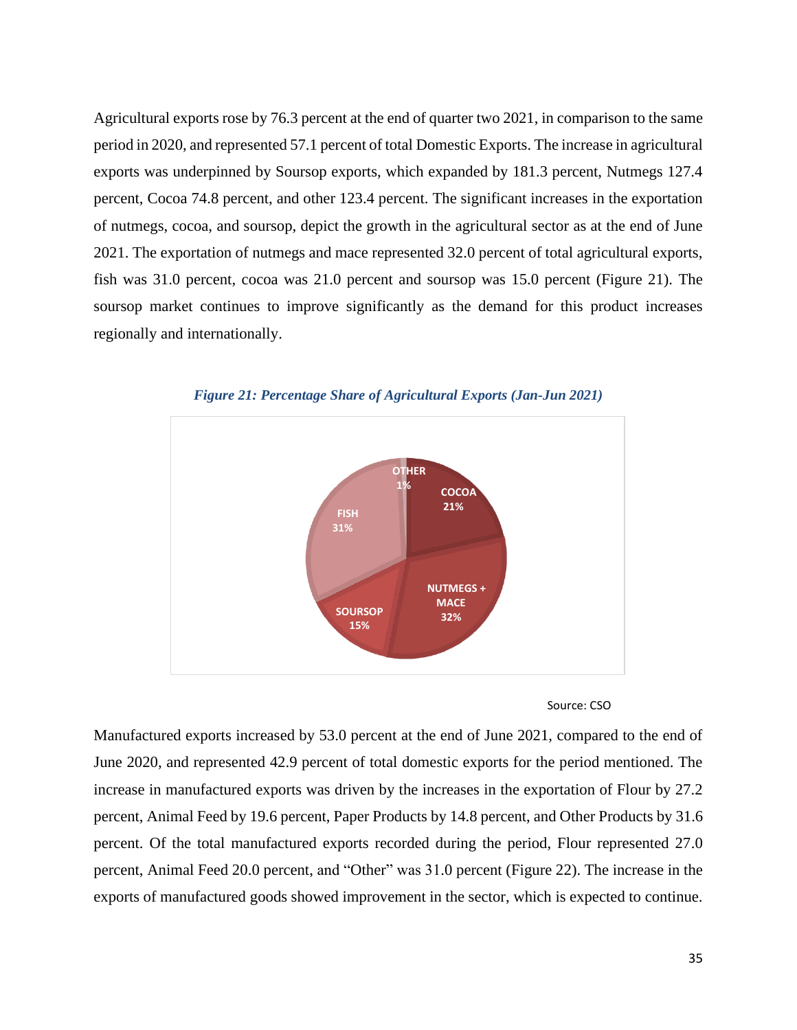Agricultural exports rose by 76.3 percent at the end of quarter two 2021, in comparison to the same period in 2020, and represented 57.1 percent of total Domestic Exports. The increase in agricultural exports was underpinned by Soursop exports, which expanded by 181.3 percent, Nutmegs 127.4 percent, Cocoa 74.8 percent, and other 123.4 percent. The significant increases in the exportation of nutmegs, cocoa, and soursop, depict the growth in the agricultural sector as at the end of June 2021. The exportation of nutmegs and mace represented 32.0 percent of total agricultural exports, fish was 31.0 percent, cocoa was 21.0 percent and soursop was 15.0 percent (Figure 21). The soursop market continues to improve significantly as the demand for this product increases regionally and internationally.

***Figure 21: Percentage Share of Agricultural Exports (Jan-Jun 2021)***

| Category | Share |
|---|---|
| OTHER | 1% |
| COCOA | 21% |
| NUTMEGS + MACE | 32% |
| SOURSOP | 15% |
| FISH | 31% |

Source: CSO

Manufactured exports increased by 53.0 percent at the end of June 2021, compared to the end of June 2020, and represented 42.9 percent of total domestic exports for the period mentioned. The increase in manufactured exports was driven by the increases in the exportation of Flour by 27.2 percent, Animal Feed by 19.6 percent, Paper Products by 14.8 percent, and Other Products by 31.6 percent. Of the total manufactured exports recorded during the period, Flour represented 27.0 percent, Animal Feed 20.0 percent, and "Other" was 31.0 percent (Figure 22). The increase in the exports of manufactured goods showed improvement in the sector, which is expected to continue.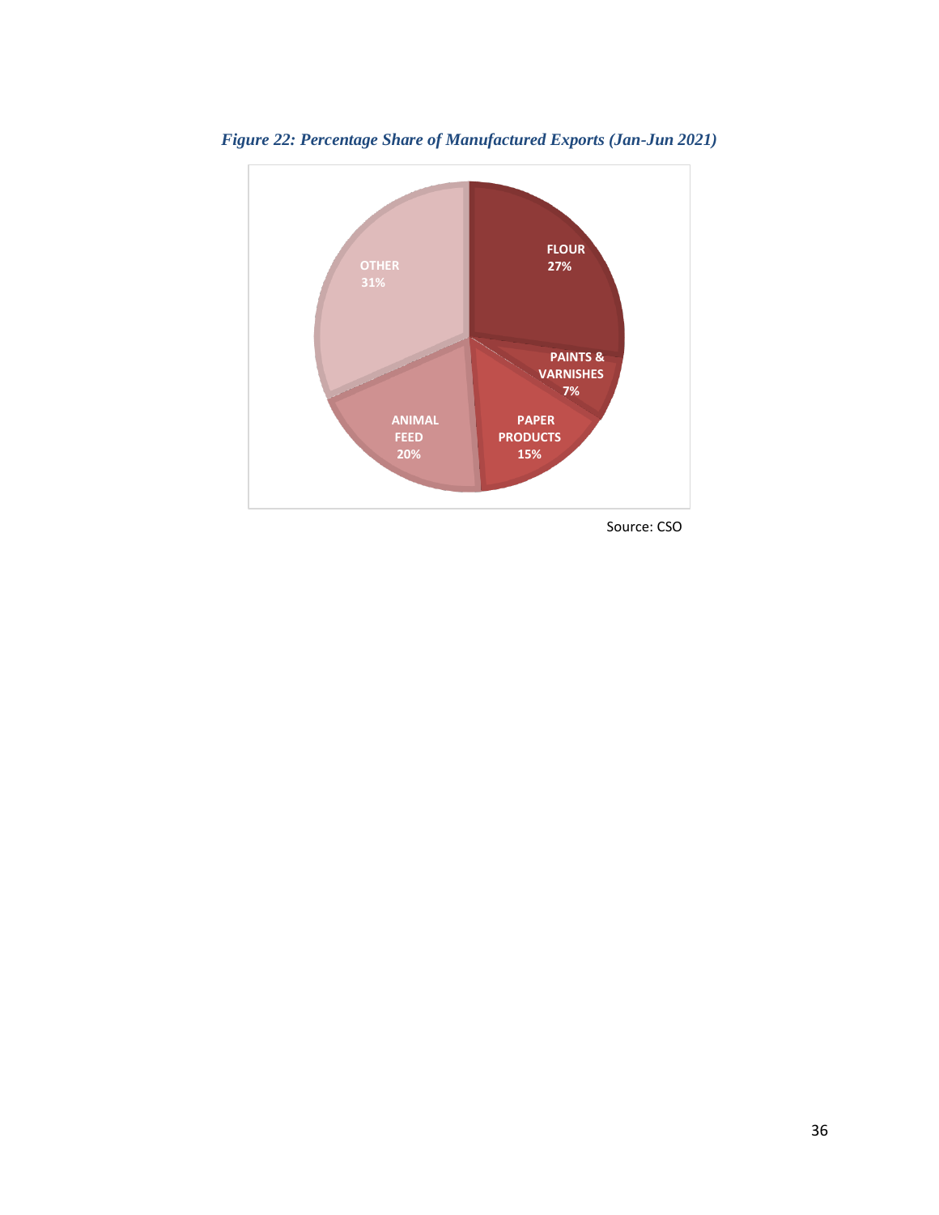*Figure 22: Percentage Share of Manufactured Exports (Jan-Jun 2021)*

| Category | Share |
| --- | --- |
| FLOUR | 27% |
| PAINTS & VARNISHES | 7% |
| PAPER PRODUCTS | 15% |
| ANIMAL FEED | 20% |
| OTHER | 31% |

Source: CSO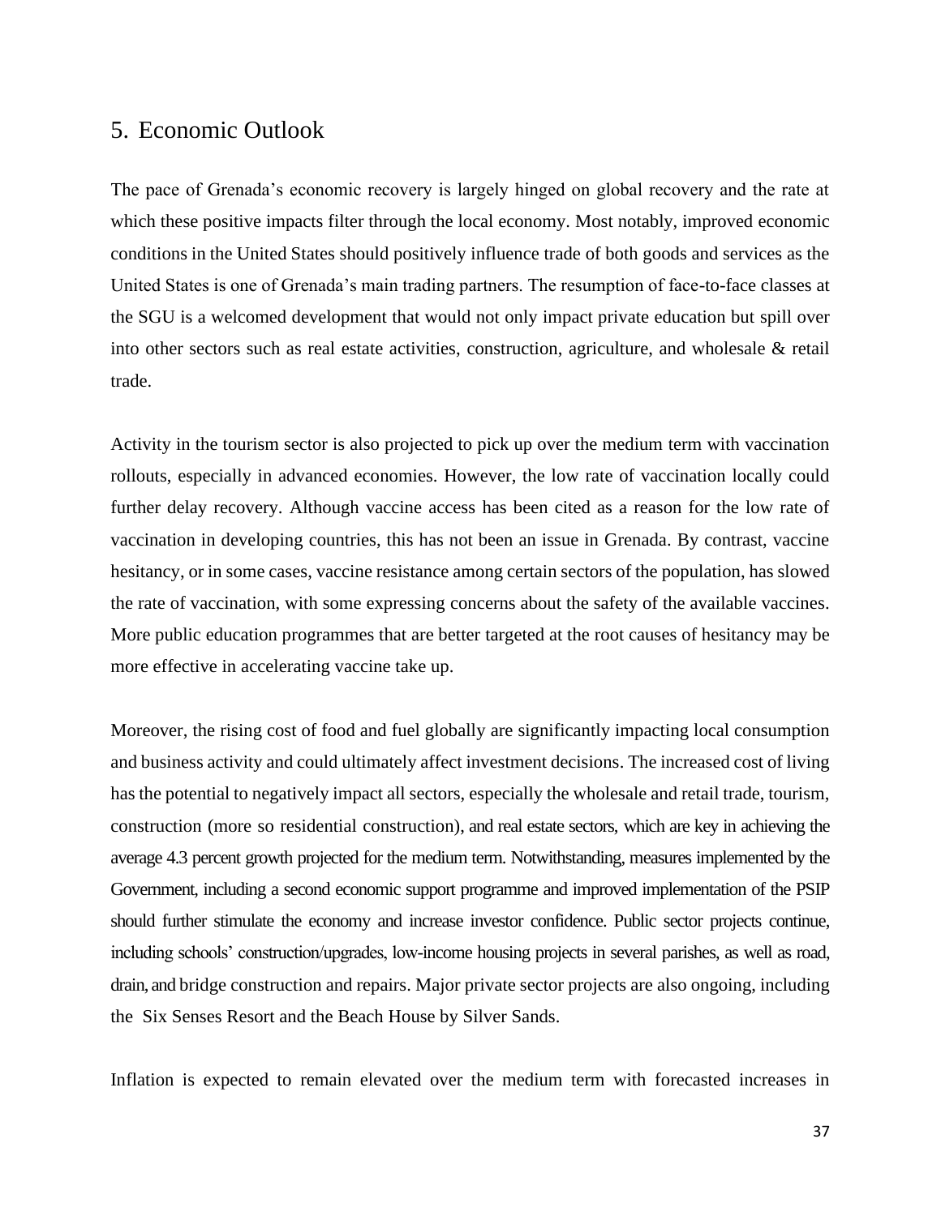## 5. Economic Outlook

The pace of Grenada's economic recovery is largely hinged on global recovery and the rate at which these positive impacts filter through the local economy. Most notably, improved economic conditions in the United States should positively influence trade of both goods and services as the United States is one of Grenada's main trading partners. The resumption of face-to-face classes at the SGU is a welcomed development that would not only impact private education but spill over into other sectors such as real estate activities, construction, agriculture, and wholesale & retail trade.

Activity in the tourism sector is also projected to pick up over the medium term with vaccination rollouts, especially in advanced economies. However, the low rate of vaccination locally could further delay recovery. Although vaccine access has been cited as a reason for the low rate of vaccination in developing countries, this has not been an issue in Grenada. By contrast, vaccine hesitancy, or in some cases, vaccine resistance among certain sectors of the population, has slowed the rate of vaccination, with some expressing concerns about the safety of the available vaccines. More public education programmes that are better targeted at the root causes of hesitancy may be more effective in accelerating vaccine take up.

Moreover, the rising cost of food and fuel globally are significantly impacting local consumption and business activity and could ultimately affect investment decisions. The increased cost of living has the potential to negatively impact all sectors, especially the wholesale and retail trade, tourism, construction (more so residential construction), and real estate sectors, which are key in achieving the average 4.3 percent growth projected for the medium term. Notwithstanding, measures implemented by the Government, including a second economic support programme and improved implementation of the PSIP should further stimulate the economy and increase investor confidence. Public sector projects continue, including schools' construction/upgrades, low-income housing projects in several parishes, as well as road, drain, and bridge construction and repairs. Major private sector projects are also ongoing, including the Six Senses Resort and the Beach House by Silver Sands.

Inflation is expected to remain elevated over the medium term with forecasted increases in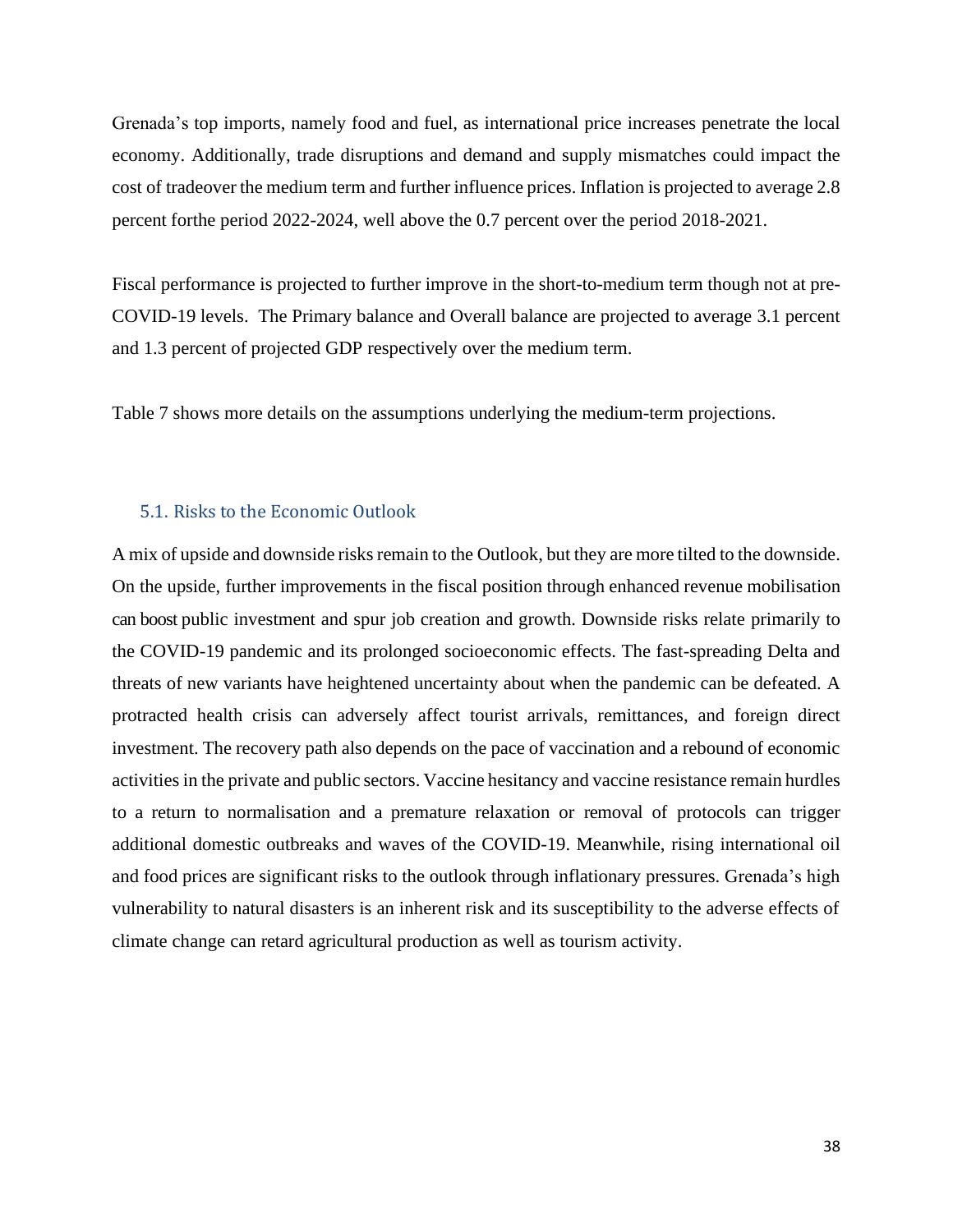Grenada's top imports, namely food and fuel, as international price increases penetrate the local economy. Additionally, trade disruptions and demand and supply mismatches could impact the cost of tradeover the medium term and further influence prices. Inflation is projected to average 2.8 percent forthe period 2022-2024, well above the 0.7 percent over the period 2018-2021.

Fiscal performance is projected to further improve in the short-to-medium term though not at pre-COVID-19 levels. The Primary balance and Overall balance are projected to average 3.1 percent and 1.3 percent of projected GDP respectively over the medium term.

Table 7 shows more details on the assumptions underlying the medium-term projections.

### 5.1. Risks to the Economic Outlook

A mix of upside and downside risks remain to the Outlook, but they are more tilted to the downside. On the upside, further improvements in the fiscal position through enhanced revenue mobilisation can boost public investment and spur job creation and growth. Downside risks relate primarily to the COVID-19 pandemic and its prolonged socioeconomic effects. The fast-spreading Delta and threats of new variants have heightened uncertainty about when the pandemic can be defeated. A protracted health crisis can adversely affect tourist arrivals, remittances, and foreign direct investment. The recovery path also depends on the pace of vaccination and a rebound of economic activities in the private and public sectors. Vaccine hesitancy and vaccine resistance remain hurdles to a return to normalisation and a premature relaxation or removal of protocols can trigger additional domestic outbreaks and waves of the COVID-19. Meanwhile, rising international oil and food prices are significant risks to the outlook through inflationary pressures. Grenada's high vulnerability to natural disasters is an inherent risk and its susceptibility to the adverse effects of climate change can retard agricultural production as well as tourism activity.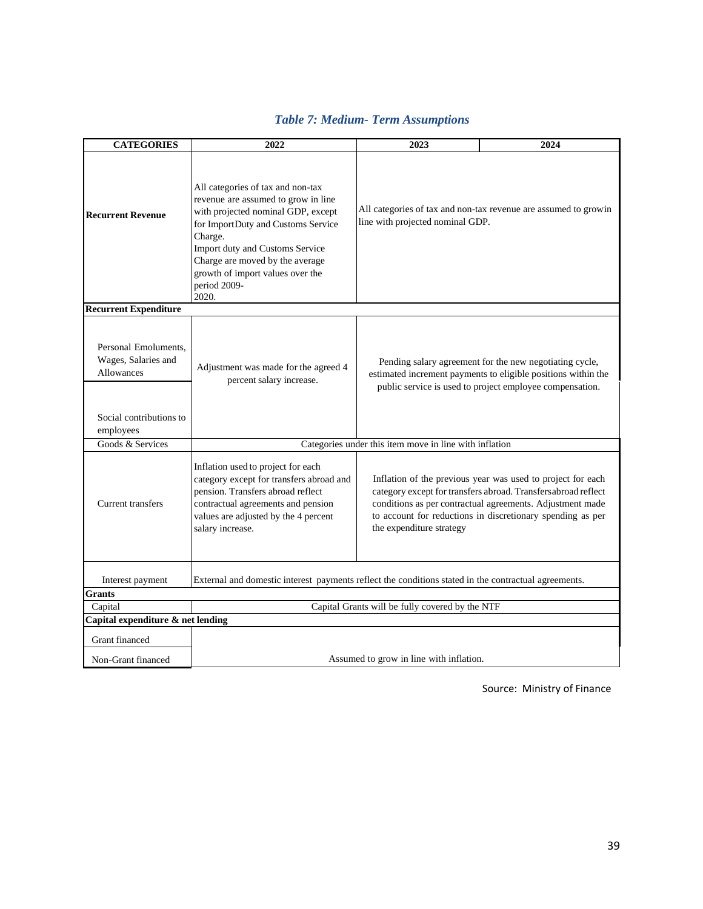*Table 7: Medium- Term Assumptions*

| CATEGORIES | 2022 | 2023 | 2024 |
|---|---|---|---|
| **Recurrent Revenue** | All categories of tax and non-tax revenue are assumed to grow in line with projected nominal GDP, except for ImportDuty and Customs Service Charge. Import duty and Customs Service Charge are moved by the average growth of import values over the period 2009-2020. | All categories of tax and non-tax revenue are assumed to growin line with projected nominal GDP. | |
| **Recurrent Expenditure** | | | |
| Personal Emoluments, Wages, Salaries and Allowances | Adjustment was made for the agreed 4 percent salary increase. | Pending salary agreement for the new negotiating cycle, estimated increment payments to eligible positions within the public service is used to project employee compensation. | |
| Social contributions to employees | | | |
| Goods & Services | Categories under this item move in line with inflation | | |
| Current transfers | Inflation used to project for each category except for transfers abroad and pension. Transfers abroad reflect contractual agreements and pension values are adjusted by the 4 percent salary increase. | Inflation of the previous year was used to project for each category except for transfers abroad. Transfersabroad reflect conditions as per contractual agreements. Adjustment made to account for reductions in discretionary spending as per the expenditure strategy | |
| Interest payment | External and domestic interest payments reflect the conditions stated in the contractual agreements. | | |
| **Grants** | | | |
| Capital | Capital Grants will be fully covered by the NTF | | |
| **Capital expenditure & net lending** | | | |
| Grant financed | | | |
| Non-Grant financed | Assumed to grow in line with inflation. | | |

Source: Ministry of Finance